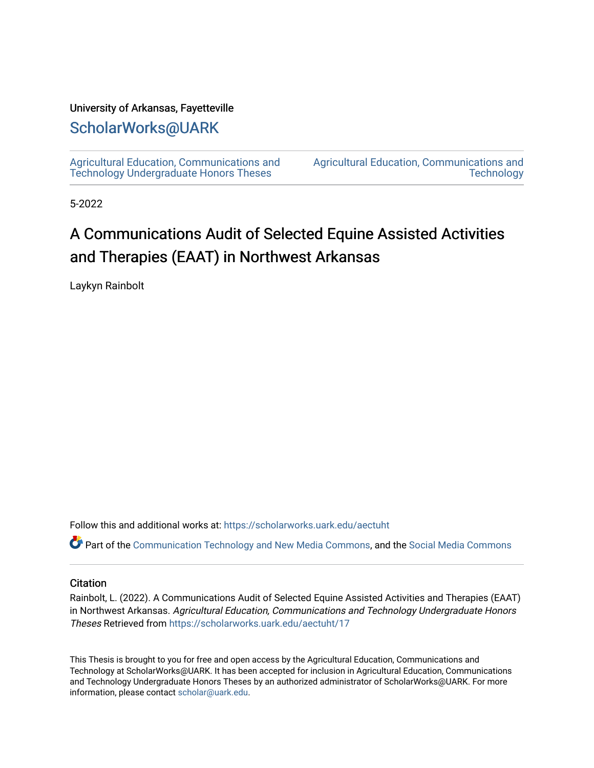University of Arkansas, Fayetteville

# ScholarWorks@UARK

Agricultural Education, Communications and Technology Undergraduate Honors Theses

Agricultural Education, Communications and Technology

5-2022

# A Communications Audit of Selected Equine Assisted Activities and Therapies (EAAT) in Northwest Arkansas

Laykyn Rainbolt

Follow this and additional works at: https://scholarworks.uark.edu/aectuht

Part of the Communication Technology and New Media Commons, and the Social Media Commons

## Citation

Rainbolt, L. (2022). A Communications Audit of Selected Equine Assisted Activities and Therapies (EAAT) in Northwest Arkansas. *Agricultural Education, Communications and Technology Undergraduate Honors Theses* Retrieved from https://scholarworks.uark.edu/aectuht/17

This Thesis is brought to you for free and open access by the Agricultural Education, Communications and Technology at ScholarWorks@UARK. It has been accepted for inclusion in Agricultural Education, Communications and Technology Undergraduate Honors Theses by an authorized administrator of ScholarWorks@UARK. For more information, please contact scholar@uark.edu.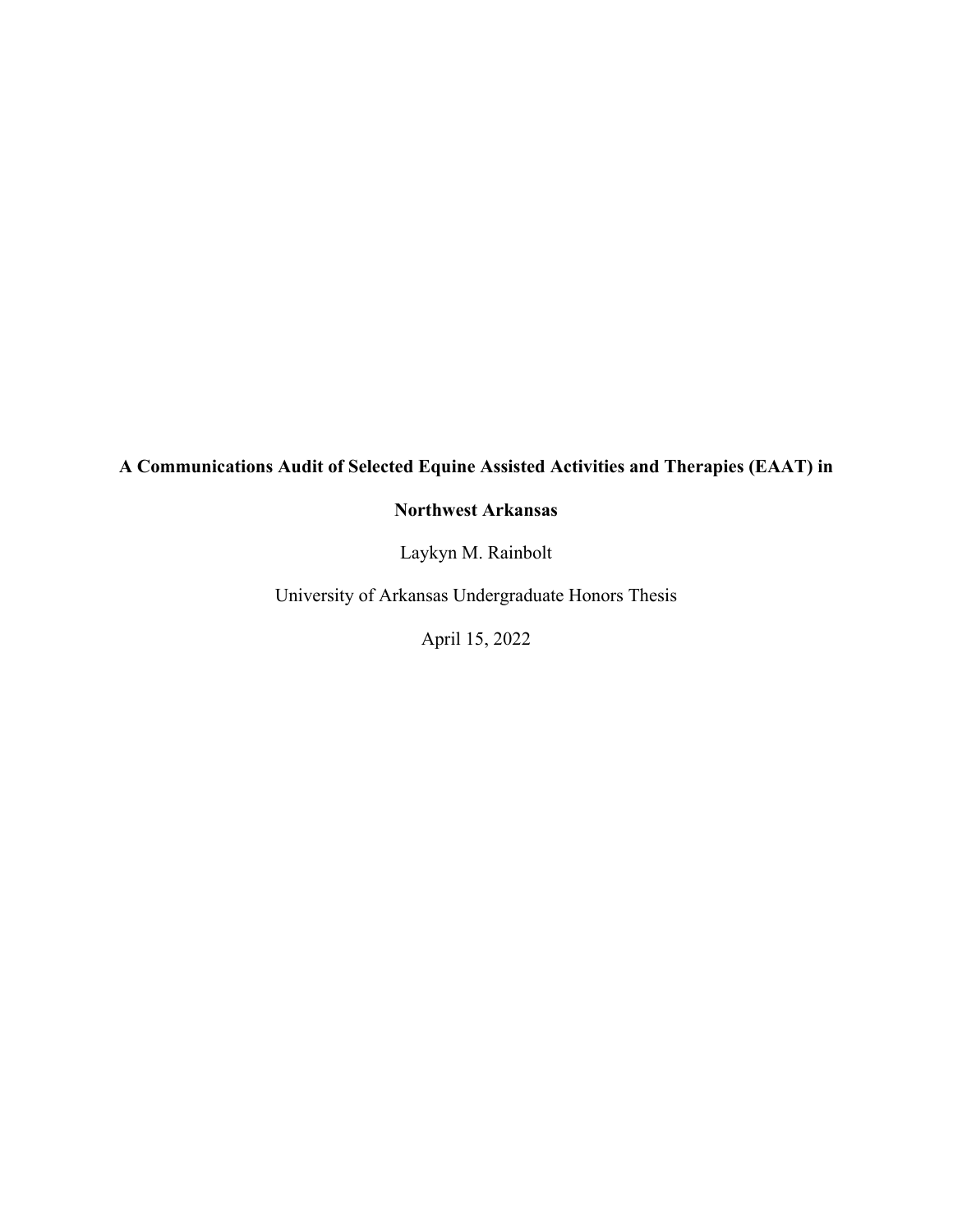**A Communications Audit of Selected Equine Assisted Activities and Therapies (EAAT) in Northwest Arkansas**

Laykyn M. Rainbolt

University of Arkansas Undergraduate Honors Thesis

April 15, 2022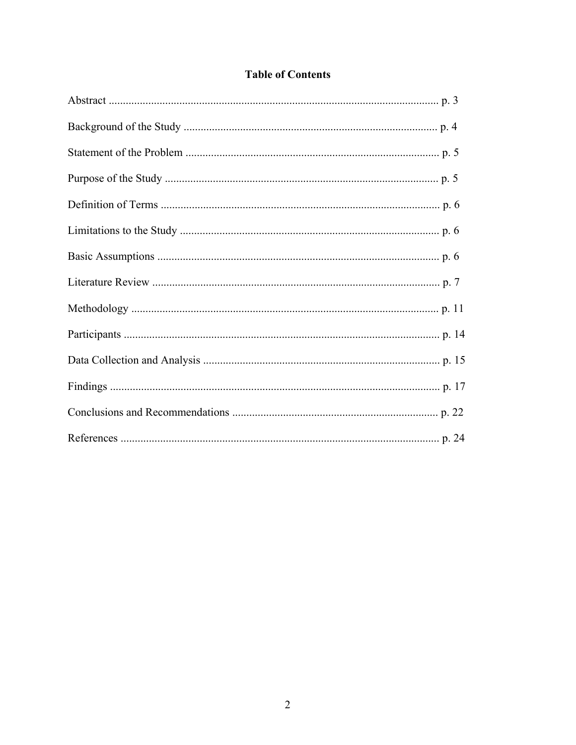**Table of Contents**

Abstract .................................................................................................................. p. 3

Background of the Study ........................................................................................ p. 4

Statement of the Problem ........................................................................................ p. 5

Purpose of the Study ............................................................................................... p. 5

Definition of Terms .................................................................................................. p. 6

Limitations to the Study .......................................................................................... p. 6

Basic Assumptions ................................................................................................... p. 6

Literature Review ..................................................................................................... p. 7

Methodology ........................................................................................................... p. 11

Participants ............................................................................................................. p. 14

Data Collection and Analysis .................................................................................. p. 15

Findings .................................................................................................................. p. 17

Conclusions and Recommendations ........................................................................ p. 22

References ............................................................................................................... p. 24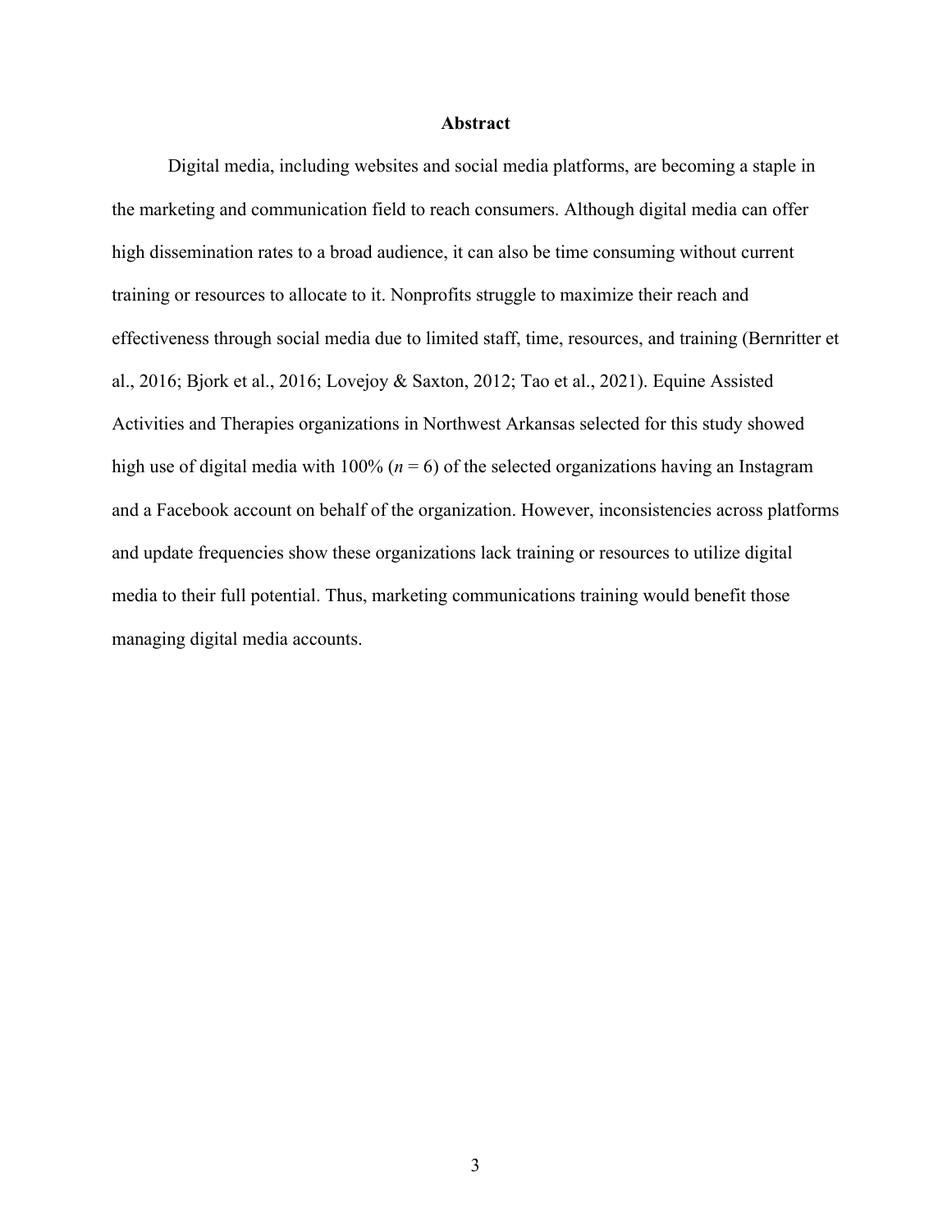## Abstract

Digital media, including websites and social media platforms, are becoming a staple in the marketing and communication field to reach consumers. Although digital media can offer high dissemination rates to a broad audience, it can also be time consuming without current training or resources to allocate to it. Nonprofits struggle to maximize their reach and effectiveness through social media due to limited staff, time, resources, and training (Bernritter et al., 2016; Bjork et al., 2016; Lovejoy & Saxton, 2012; Tao et al., 2021). Equine Assisted Activities and Therapies organizations in Northwest Arkansas selected for this study showed high use of digital media with 100% ($n$ = 6) of the selected organizations having an Instagram and a Facebook account on behalf of the organization. However, inconsistencies across platforms and update frequencies show these organizations lack training or resources to utilize digital media to their full potential. Thus, marketing communications training would benefit those managing digital media accounts.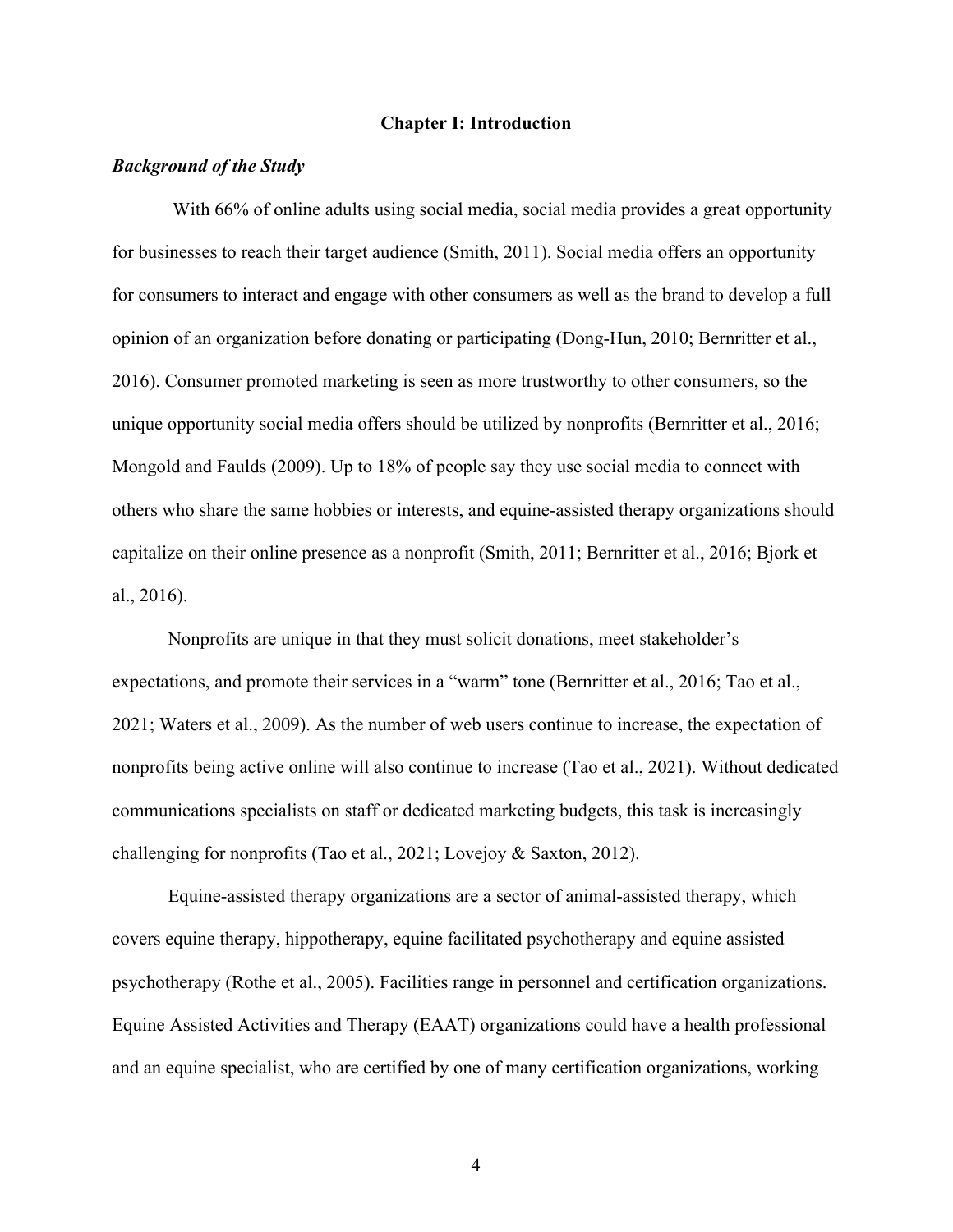# Chapter I: Introduction

### *Background of the Study*

With 66% of online adults using social media, social media provides a great opportunity for businesses to reach their target audience (Smith, 2011). Social media offers an opportunity for consumers to interact and engage with other consumers as well as the brand to develop a full opinion of an organization before donating or participating (Dong-Hun, 2010; Bernritter et al., 2016). Consumer promoted marketing is seen as more trustworthy to other consumers, so the unique opportunity social media offers should be utilized by nonprofits (Bernritter et al., 2016; Mongold and Faulds (2009). Up to 18% of people say they use social media to connect with others who share the same hobbies or interests, and equine-assisted therapy organizations should capitalize on their online presence as a nonprofit (Smith, 2011; Bernritter et al., 2016; Bjork et al., 2016).

Nonprofits are unique in that they must solicit donations, meet stakeholder's expectations, and promote their services in a "warm" tone (Bernritter et al., 2016; Tao et al., 2021; Waters et al., 2009). As the number of web users continue to increase, the expectation of nonprofits being active online will also continue to increase (Tao et al., 2021). Without dedicated communications specialists on staff or dedicated marketing budgets, this task is increasingly challenging for nonprofits (Tao et al., 2021; Lovejoy & Saxton, 2012).

Equine-assisted therapy organizations are a sector of animal-assisted therapy, which covers equine therapy, hippotherapy, equine facilitated psychotherapy and equine assisted psychotherapy (Rothe et al., 2005). Facilities range in personnel and certification organizations. Equine Assisted Activities and Therapy (EAAT) organizations could have a health professional and an equine specialist, who are certified by one of many certification organizations, working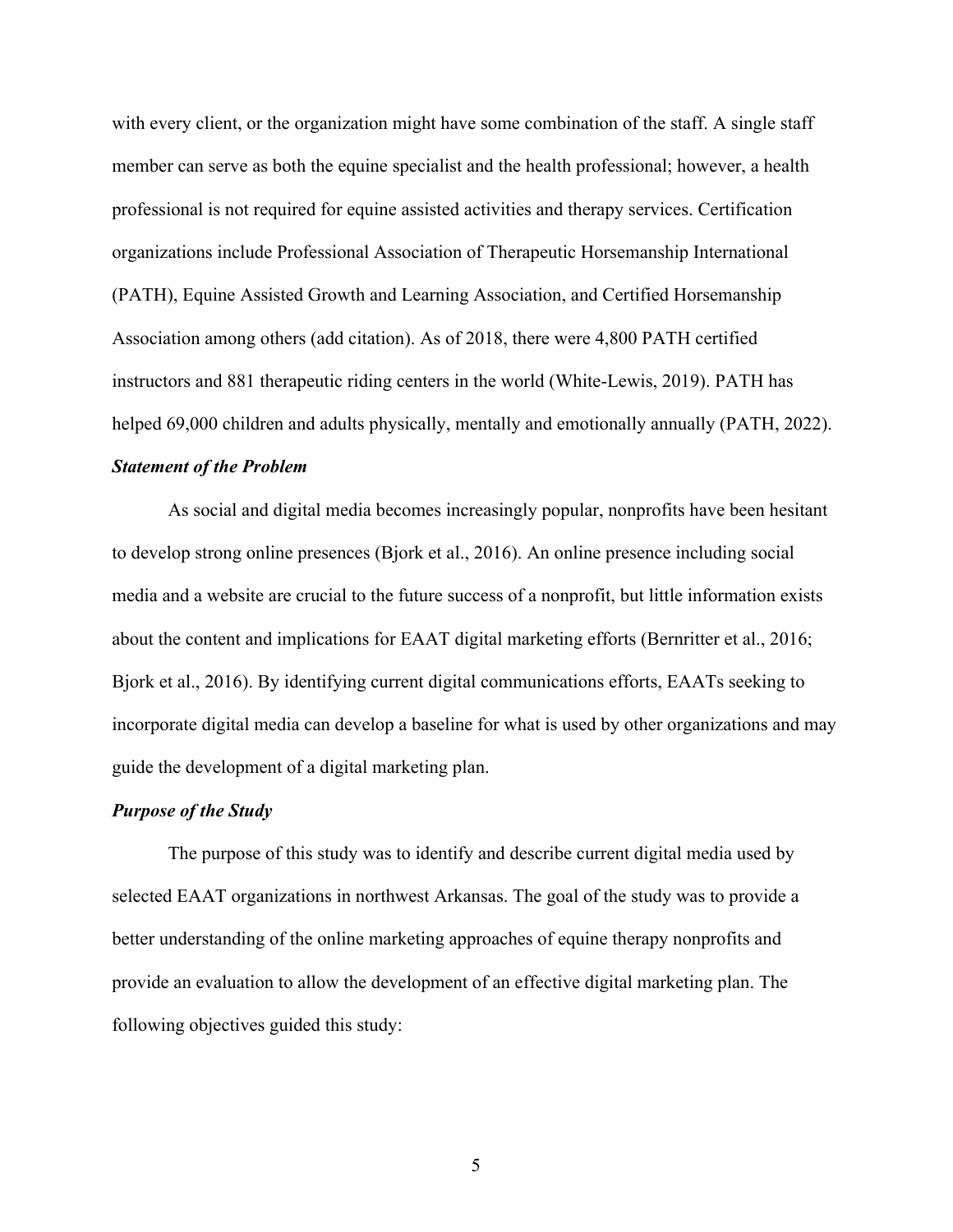with every client, or the organization might have some combination of the staff. A single staff member can serve as both the equine specialist and the health professional; however, a health professional is not required for equine assisted activities and therapy services. Certification organizations include Professional Association of Therapeutic Horsemanship International (PATH), Equine Assisted Growth and Learning Association, and Certified Horsemanship Association among others (add citation). As of 2018, there were 4,800 PATH certified instructors and 881 therapeutic riding centers in the world (White-Lewis, 2019). PATH has helped 69,000 children and adults physically, mentally and emotionally annually (PATH, 2022).

### *Statement of the Problem*

As social and digital media becomes increasingly popular, nonprofits have been hesitant to develop strong online presences (Bjork et al., 2016). An online presence including social media and a website are crucial to the future success of a nonprofit, but little information exists about the content and implications for EAAT digital marketing efforts (Bernritter et al., 2016; Bjork et al., 2016). By identifying current digital communications efforts, EAATs seeking to incorporate digital media can develop a baseline for what is used by other organizations and may guide the development of a digital marketing plan.

### *Purpose of the Study*

The purpose of this study was to identify and describe current digital media used by selected EAAT organizations in northwest Arkansas. The goal of the study was to provide a better understanding of the online marketing approaches of equine therapy nonprofits and provide an evaluation to allow the development of an effective digital marketing plan. The following objectives guided this study: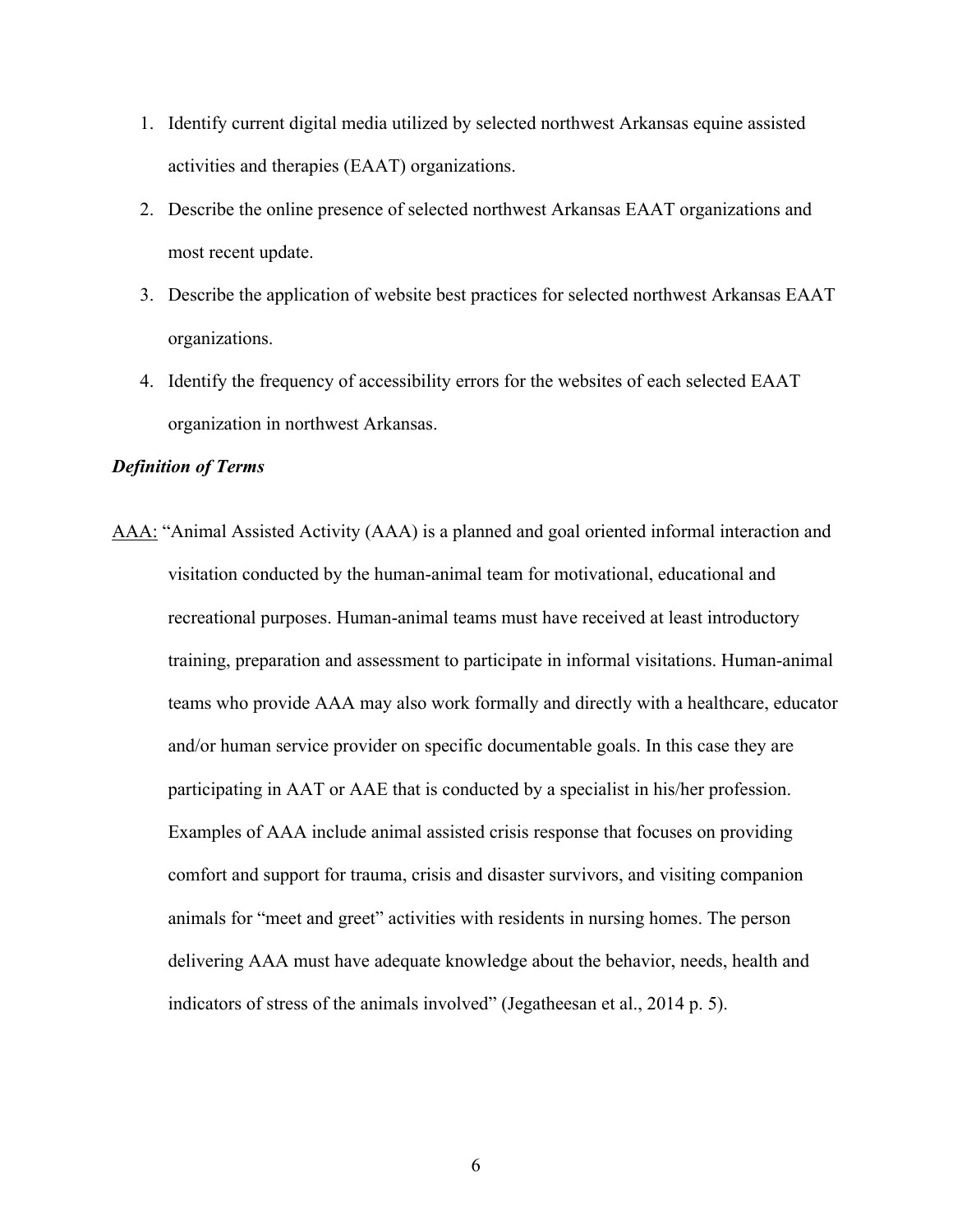1. Identify current digital media utilized by selected northwest Arkansas equine assisted activities and therapies (EAAT) organizations.
2. Describe the online presence of selected northwest Arkansas EAAT organizations and most recent update.
3. Describe the application of website best practices for selected northwest Arkansas EAAT organizations.
4. Identify the frequency of accessibility errors for the websites of each selected EAAT organization in northwest Arkansas.

### *Definition of Terms*

<u>AAA:</u> "Animal Assisted Activity (AAA) is a planned and goal oriented informal interaction and visitation conducted by the human-animal team for motivational, educational and recreational purposes. Human-animal teams must have received at least introductory training, preparation and assessment to participate in informal visitations. Human-animal teams who provide AAA may also work formally and directly with a healthcare, educator and/or human service provider on specific documentable goals. In this case they are participating in AAT or AAE that is conducted by a specialist in his/her profession. Examples of AAA include animal assisted crisis response that focuses on providing comfort and support for trauma, crisis and disaster survivors, and visiting companion animals for "meet and greet" activities with residents in nursing homes. The person delivering AAA must have adequate knowledge about the behavior, needs, health and indicators of stress of the animals involved" (Jegatheesan et al., 2014 p. 5).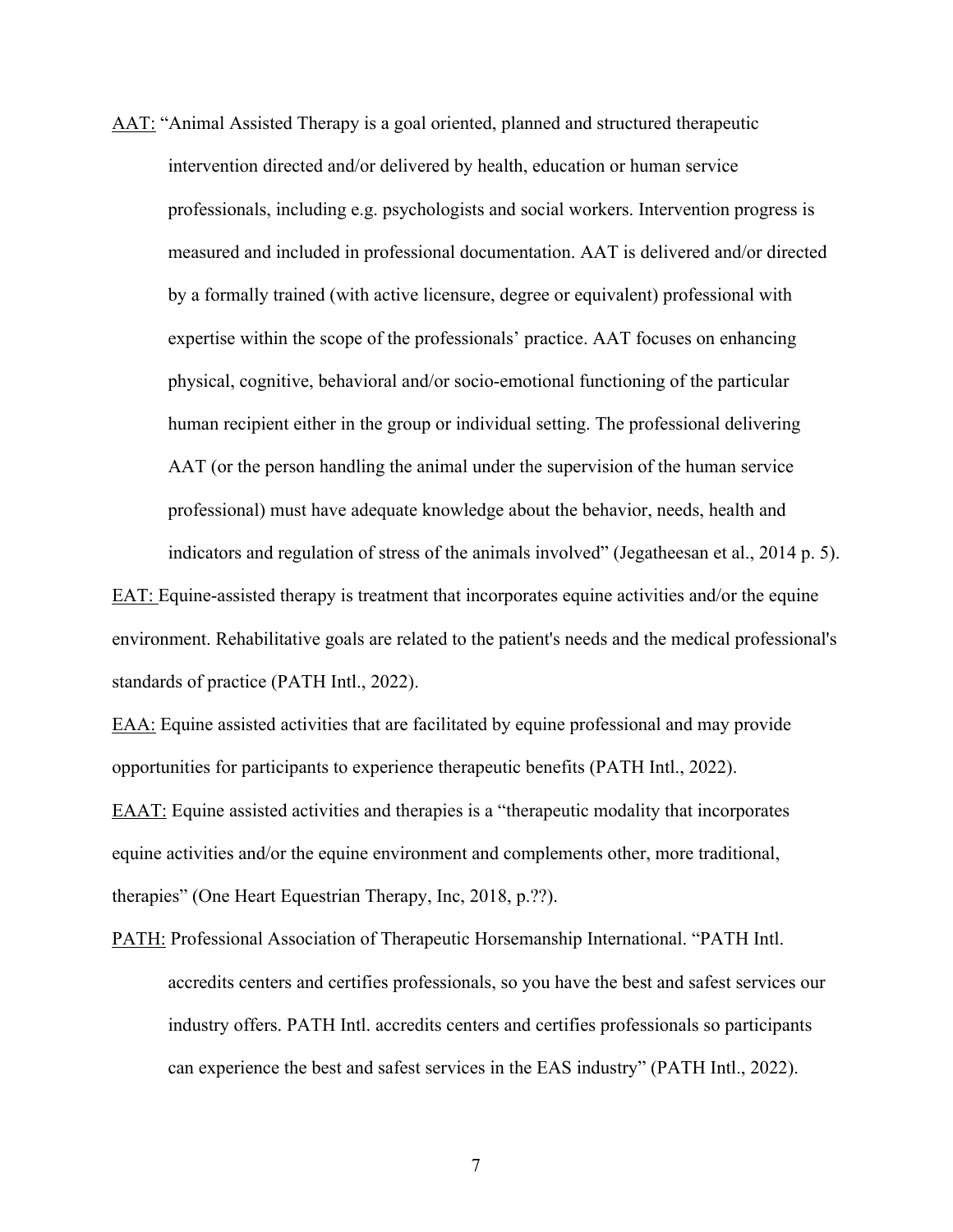<u>AAT:</u> "Animal Assisted Therapy is a goal oriented, planned and structured therapeutic intervention directed and/or delivered by health, education or human service professionals, including e.g. psychologists and social workers. Intervention progress is measured and included in professional documentation. AAT is delivered and/or directed by a formally trained (with active licensure, degree or equivalent) professional with expertise within the scope of the professionals' practice. AAT focuses on enhancing physical, cognitive, behavioral and/or socio-emotional functioning of the particular human recipient either in the group or individual setting. The professional delivering AAT (or the person handling the animal under the supervision of the human service professional) must have adequate knowledge about the behavior, needs, health and indicators and regulation of stress of the animals involved" (Jegatheesan et al., 2014 p. 5).

<u>EAT:</u> Equine-assisted therapy is treatment that incorporates equine activities and/or the equine environment. Rehabilitative goals are related to the patient's needs and the medical professional's standards of practice (PATH Intl., 2022).

<u>EAA:</u> Equine assisted activities that are facilitated by equine professional and may provide opportunities for participants to experience therapeutic benefits (PATH Intl., 2022).

<u>EAAT:</u> Equine assisted activities and therapies is a "therapeutic modality that incorporates equine activities and/or the equine environment and complements other, more traditional, therapies" (One Heart Equestrian Therapy, Inc, 2018, p.??).

<u>PATH:</u> Professional Association of Therapeutic Horsemanship International. "PATH Intl. accredits centers and certifies professionals, so you have the best and safest services our industry offers. PATH Intl. accredits centers and certifies professionals so participants can experience the best and safest services in the EAS industry" (PATH Intl., 2022).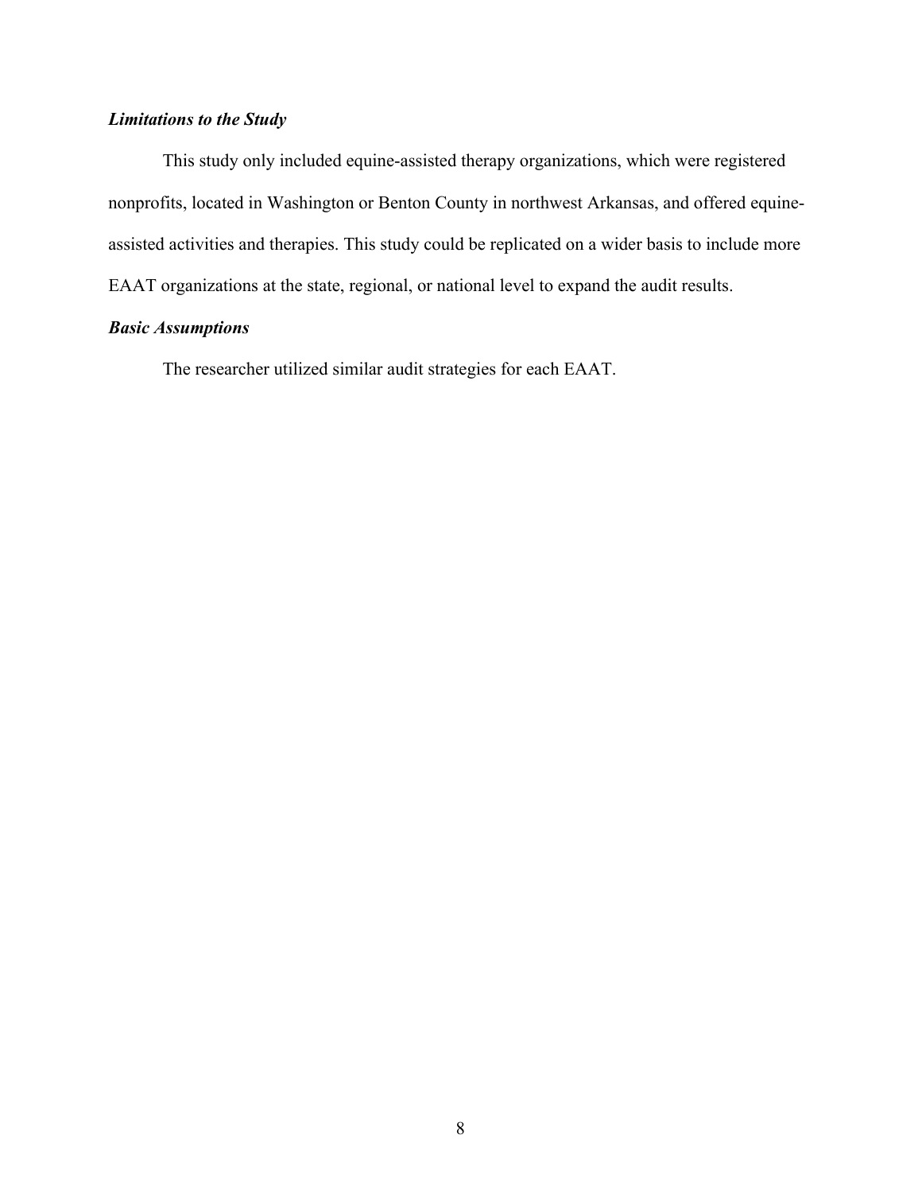### ***Limitations to the Study***

This study only included equine-assisted therapy organizations, which were registered nonprofits, located in Washington or Benton County in northwest Arkansas, and offered equine-assisted activities and therapies. This study could be replicated on a wider basis to include more EAAT organizations at the state, regional, or national level to expand the audit results.

### ***Basic Assumptions***

The researcher utilized similar audit strategies for each EAAT.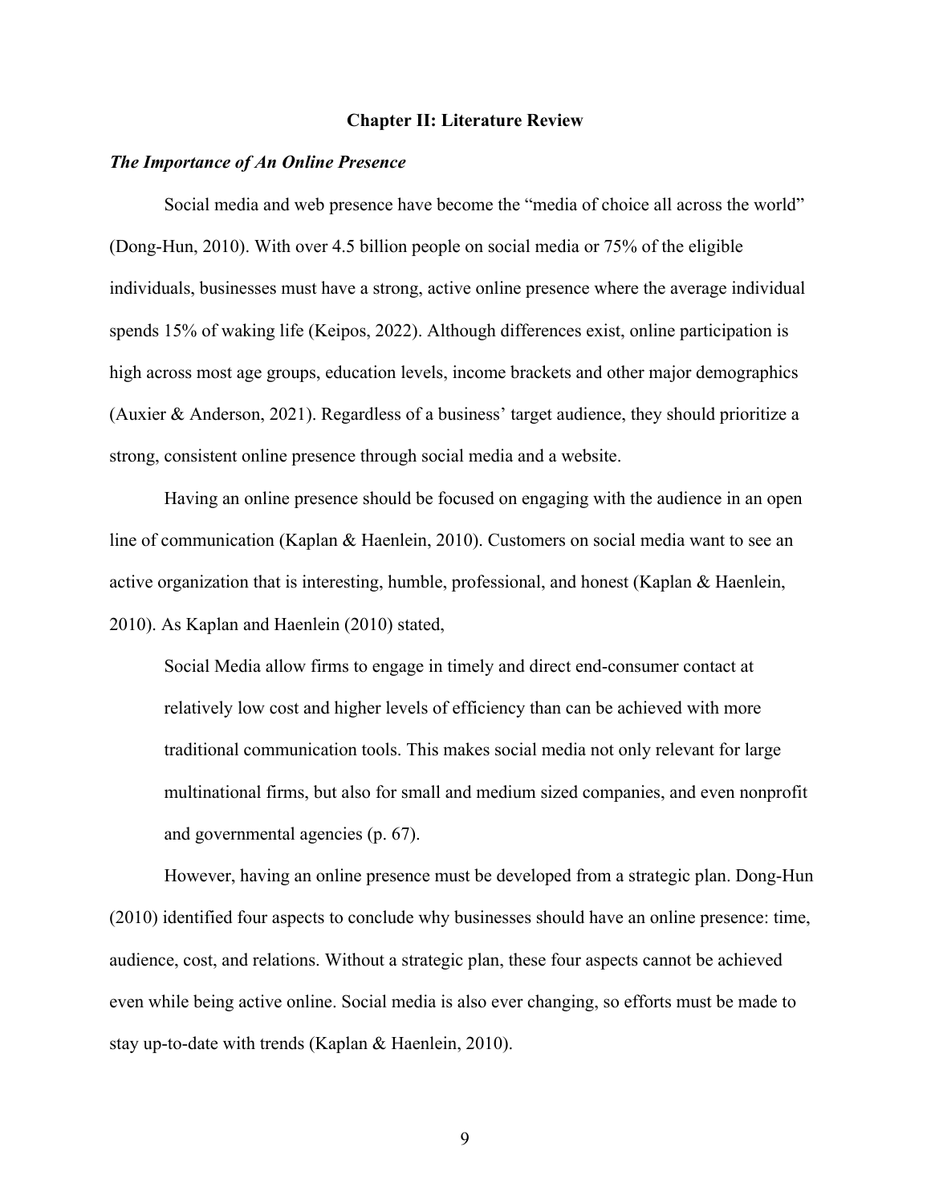# Chapter II: Literature Review

## *The Importance of An Online Presence*

Social media and web presence have become the "media of choice all across the world" (Dong-Hun, 2010). With over 4.5 billion people on social media or 75% of the eligible individuals, businesses must have a strong, active online presence where the average individual spends 15% of waking life (Keipos, 2022). Although differences exist, online participation is high across most age groups, education levels, income brackets and other major demographics (Auxier & Anderson, 2021). Regardless of a business' target audience, they should prioritize a strong, consistent online presence through social media and a website.

Having an online presence should be focused on engaging with the audience in an open line of communication (Kaplan & Haenlein, 2010). Customers on social media want to see an active organization that is interesting, humble, professional, and honest (Kaplan & Haenlein, 2010). As Kaplan and Haenlein (2010) stated,

> Social Media allow firms to engage in timely and direct end-consumer contact at relatively low cost and higher levels of efficiency than can be achieved with more traditional communication tools. This makes social media not only relevant for large multinational firms, but also for small and medium sized companies, and even nonprofit and governmental agencies (p. 67).

However, having an online presence must be developed from a strategic plan. Dong-Hun (2010) identified four aspects to conclude why businesses should have an online presence: time, audience, cost, and relations. Without a strategic plan, these four aspects cannot be achieved even while being active online. Social media is also ever changing, so efforts must be made to stay up-to-date with trends (Kaplan & Haenlein, 2010).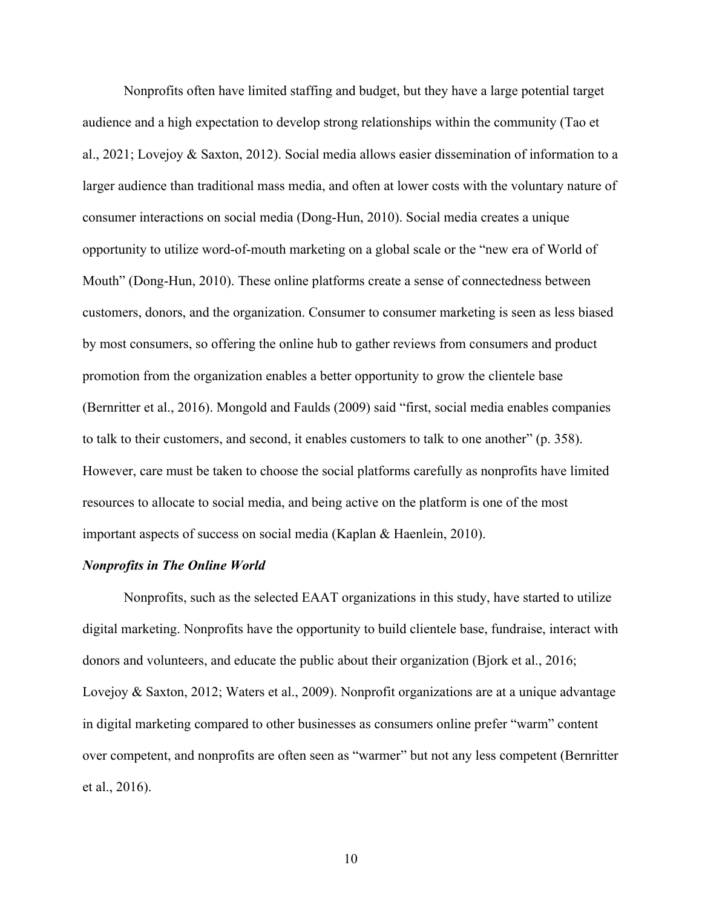Nonprofits often have limited staffing and budget, but they have a large potential target audience and a high expectation to develop strong relationships within the community (Tao et al., 2021; Lovejoy & Saxton, 2012). Social media allows easier dissemination of information to a larger audience than traditional mass media, and often at lower costs with the voluntary nature of consumer interactions on social media (Dong-Hun, 2010). Social media creates a unique opportunity to utilize word-of-mouth marketing on a global scale or the "new era of World of Mouth" (Dong-Hun, 2010). These online platforms create a sense of connectedness between customers, donors, and the organization. Consumer to consumer marketing is seen as less biased by most consumers, so offering the online hub to gather reviews from consumers and product promotion from the organization enables a better opportunity to grow the clientele base (Bernritter et al., 2016). Mongold and Faulds (2009) said "first, social media enables companies to talk to their customers, and second, it enables customers to talk to one another" (p. 358). However, care must be taken to choose the social platforms carefully as nonprofits have limited resources to allocate to social media, and being active on the platform is one of the most important aspects of success on social media (Kaplan & Haenlein, 2010).

### ***Nonprofits in The Online World***

Nonprofits, such as the selected EAAT organizations in this study, have started to utilize digital marketing. Nonprofits have the opportunity to build clientele base, fundraise, interact with donors and volunteers, and educate the public about their organization (Bjork et al., 2016; Lovejoy & Saxton, 2012; Waters et al., 2009). Nonprofit organizations are at a unique advantage in digital marketing compared to other businesses as consumers online prefer "warm" content over competent, and nonprofits are often seen as "warmer" but not any less competent (Bernritter et al., 2016).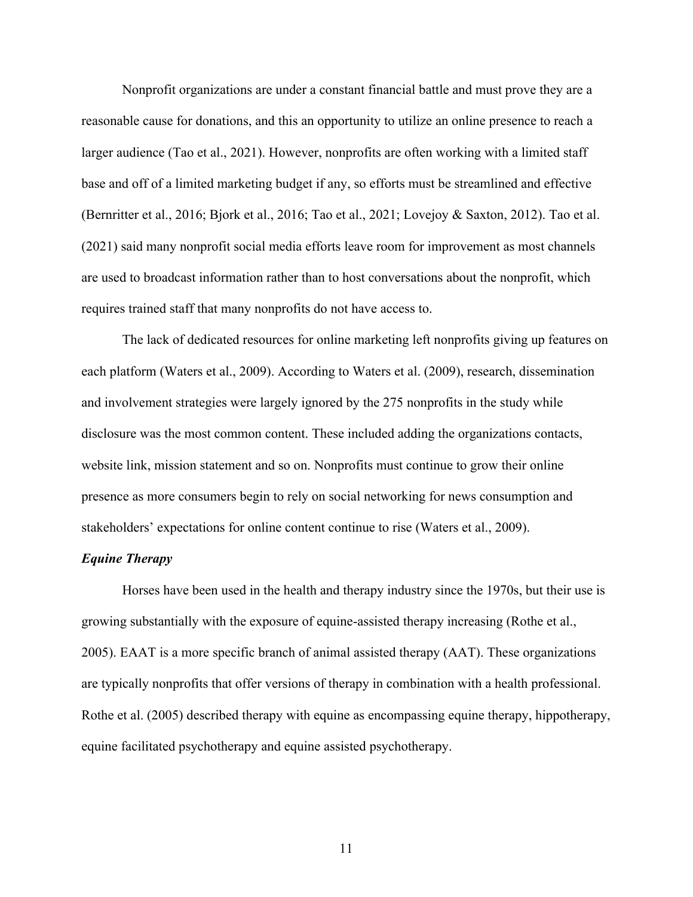Nonprofit organizations are under a constant financial battle and must prove they are a reasonable cause for donations, and this an opportunity to utilize an online presence to reach a larger audience (Tao et al., 2021). However, nonprofits are often working with a limited staff base and off of a limited marketing budget if any, so efforts must be streamlined and effective (Bernritter et al., 2016; Bjork et al., 2016; Tao et al., 2021; Lovejoy & Saxton, 2012). Tao et al. (2021) said many nonprofit social media efforts leave room for improvement as most channels are used to broadcast information rather than to host conversations about the nonprofit, which requires trained staff that many nonprofits do not have access to.

The lack of dedicated resources for online marketing left nonprofits giving up features on each platform (Waters et al., 2009). According to Waters et al. (2009), research, dissemination and involvement strategies were largely ignored by the 275 nonprofits in the study while disclosure was the most common content. These included adding the organizations contacts, website link, mission statement and so on. Nonprofits must continue to grow their online presence as more consumers begin to rely on social networking for news consumption and stakeholders' expectations for online content continue to rise (Waters et al., 2009).

### ***Equine Therapy***

Horses have been used in the health and therapy industry since the 1970s, but their use is growing substantially with the exposure of equine-assisted therapy increasing (Rothe et al., 2005). EAAT is a more specific branch of animal assisted therapy (AAT). These organizations are typically nonprofits that offer versions of therapy in combination with a health professional. Rothe et al. (2005) described therapy with equine as encompassing equine therapy, hippotherapy, equine facilitated psychotherapy and equine assisted psychotherapy.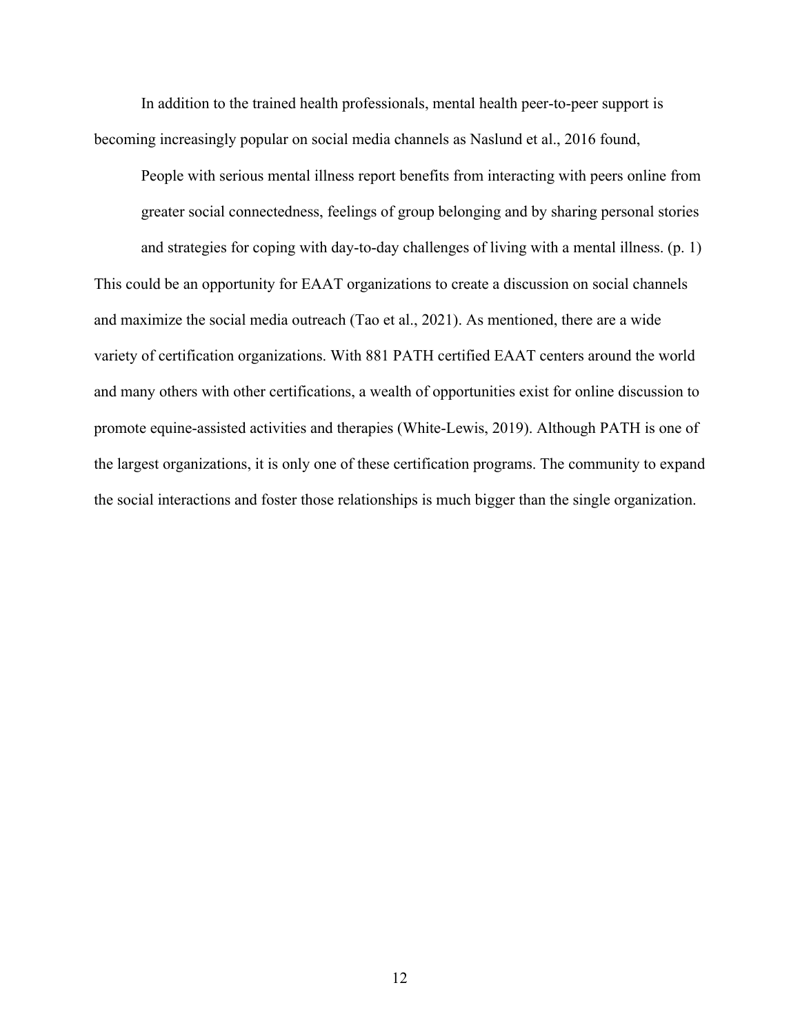In addition to the trained health professionals, mental health peer-to-peer support is becoming increasingly popular on social media channels as Naslund et al., 2016 found,

> People with serious mental illness report benefits from interacting with peers online from greater social connectedness, feelings of group belonging and by sharing personal stories and strategies for coping with day-to-day challenges of living with a mental illness. (p. 1)

This could be an opportunity for EAAT organizations to create a discussion on social channels and maximize the social media outreach (Tao et al., 2021). As mentioned, there are a wide variety of certification organizations. With 881 PATH certified EAAT centers around the world and many others with other certifications, a wealth of opportunities exist for online discussion to promote equine-assisted activities and therapies (White-Lewis, 2019). Although PATH is one of the largest organizations, it is only one of these certification programs. The community to expand the social interactions and foster those relationships is much bigger than the single organization.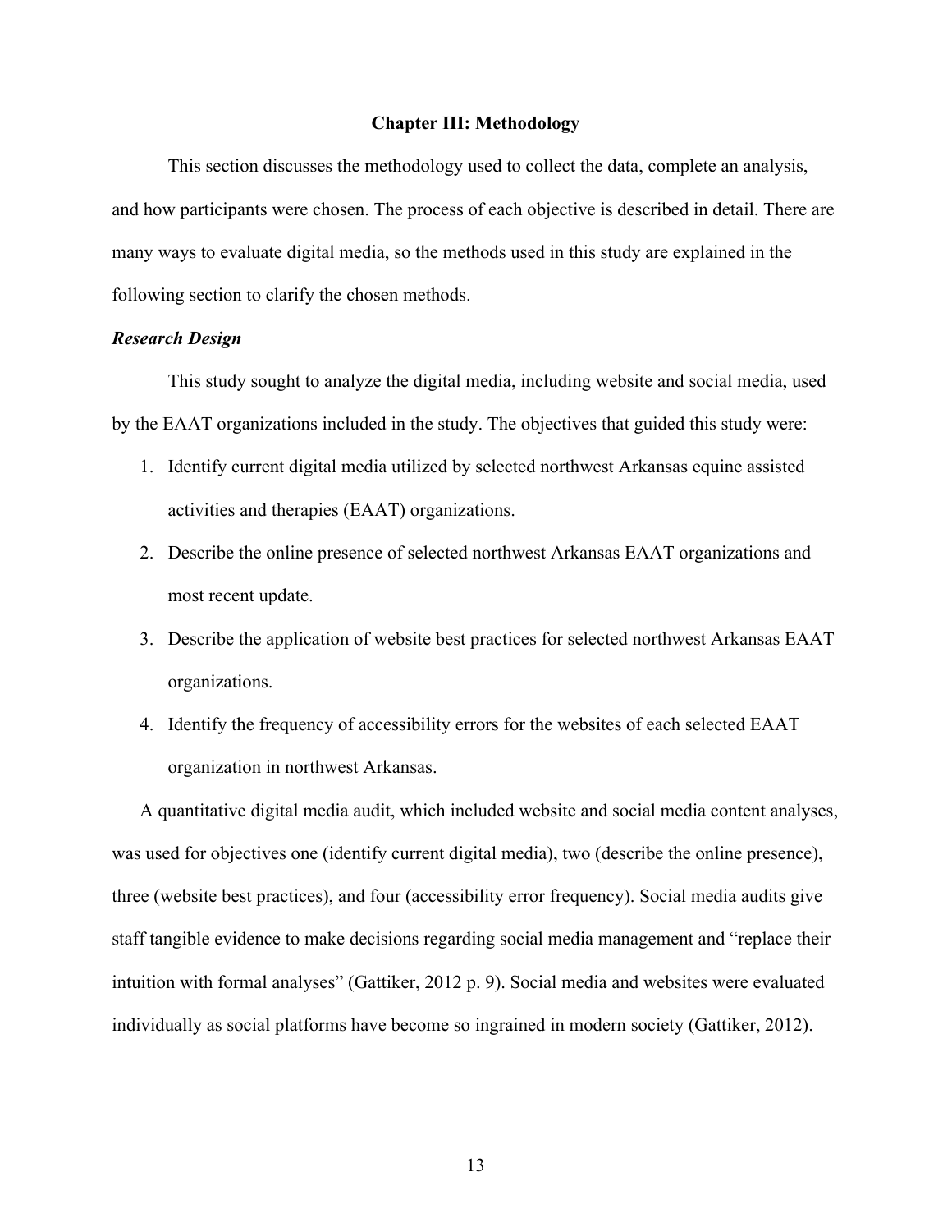## Chapter III: Methodology

This section discusses the methodology used to collect the data, complete an analysis, and how participants were chosen. The process of each objective is described in detail. There are many ways to evaluate digital media, so the methods used in this study are explained in the following section to clarify the chosen methods.

### *Research Design*

This study sought to analyze the digital media, including website and social media, used by the EAAT organizations included in the study. The objectives that guided this study were:

1. Identify current digital media utilized by selected northwest Arkansas equine assisted activities and therapies (EAAT) organizations.
2. Describe the online presence of selected northwest Arkansas EAAT organizations and most recent update.
3. Describe the application of website best practices for selected northwest Arkansas EAAT organizations.
4. Identify the frequency of accessibility errors for the websites of each selected EAAT organization in northwest Arkansas.

A quantitative digital media audit, which included website and social media content analyses, was used for objectives one (identify current digital media), two (describe the online presence), three (website best practices), and four (accessibility error frequency). Social media audits give staff tangible evidence to make decisions regarding social media management and "replace their intuition with formal analyses" (Gattiker, 2012 p. 9). Social media and websites were evaluated individually as social platforms have become so ingrained in modern society (Gattiker, 2012).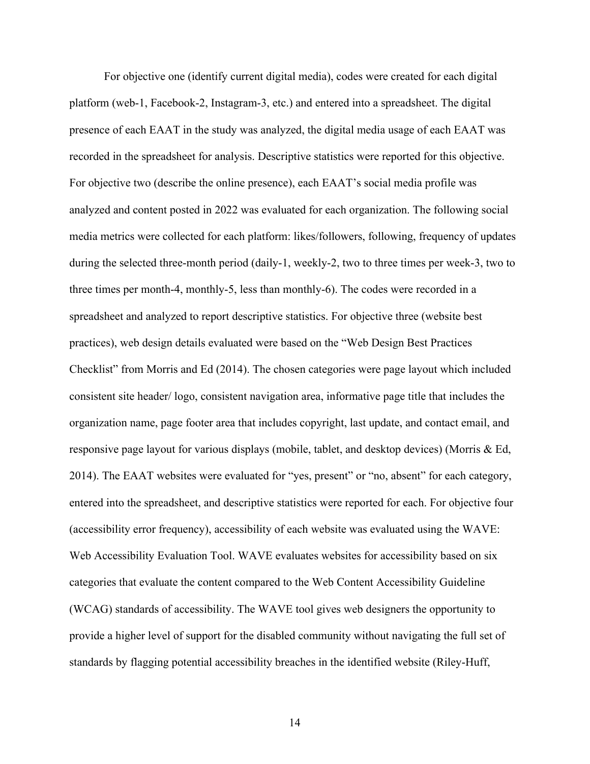For objective one (identify current digital media), codes were created for each digital platform (web-1, Facebook-2, Instagram-3, etc.) and entered into a spreadsheet. The digital presence of each EAAT in the study was analyzed, the digital media usage of each EAAT was recorded in the spreadsheet for analysis. Descriptive statistics were reported for this objective. For objective two (describe the online presence), each EAAT's social media profile was analyzed and content posted in 2022 was evaluated for each organization. The following social media metrics were collected for each platform: likes/followers, following, frequency of updates during the selected three-month period (daily-1, weekly-2, two to three times per week-3, two to three times per month-4, monthly-5, less than monthly-6). The codes were recorded in a spreadsheet and analyzed to report descriptive statistics. For objective three (website best practices), web design details evaluated were based on the "Web Design Best Practices Checklist" from Morris and Ed (2014). The chosen categories were page layout which included consistent site header/ logo, consistent navigation area, informative page title that includes the organization name, page footer area that includes copyright, last update, and contact email, and responsive page layout for various displays (mobile, tablet, and desktop devices) (Morris & Ed, 2014). The EAAT websites were evaluated for "yes, present" or "no, absent" for each category, entered into the spreadsheet, and descriptive statistics were reported for each. For objective four (accessibility error frequency), accessibility of each website was evaluated using the WAVE: Web Accessibility Evaluation Tool. WAVE evaluates websites for accessibility based on six categories that evaluate the content compared to the Web Content Accessibility Guideline (WCAG) standards of accessibility. The WAVE tool gives web designers the opportunity to provide a higher level of support for the disabled community without navigating the full set of standards by flagging potential accessibility breaches in the identified website (Riley-Huff,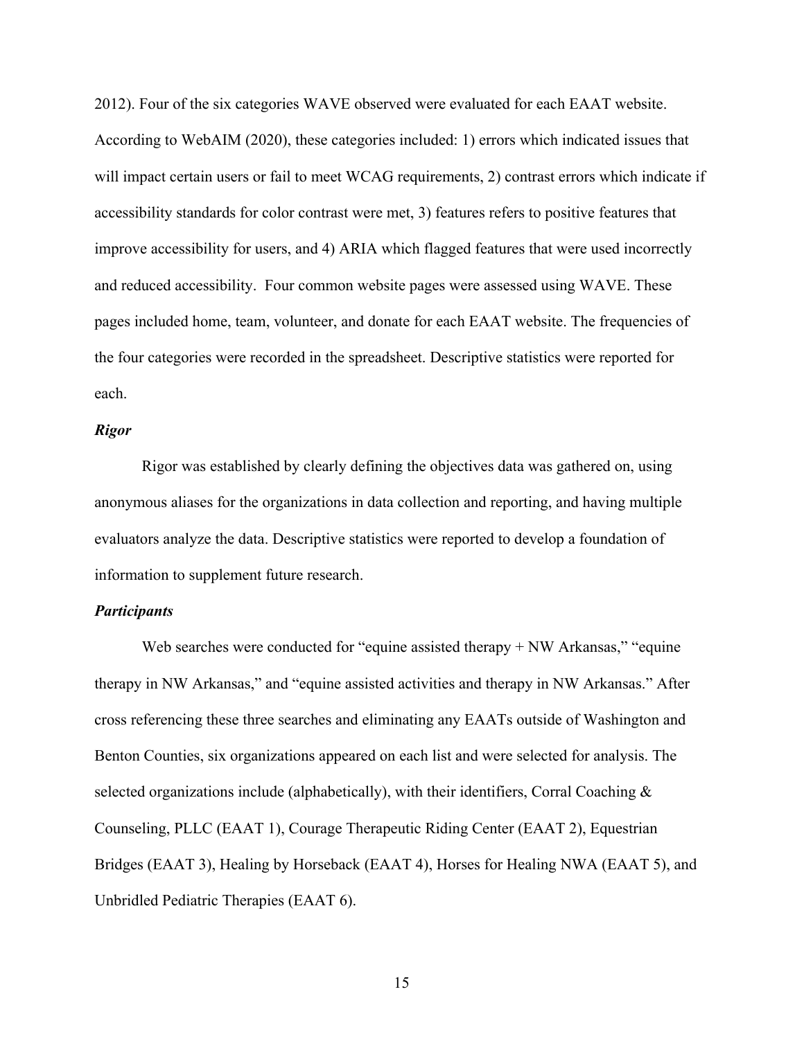2012). Four of the six categories WAVE observed were evaluated for each EAAT website. According to WebAIM (2020), these categories included: 1) errors which indicated issues that will impact certain users or fail to meet WCAG requirements, 2) contrast errors which indicate if accessibility standards for color contrast were met, 3) features refers to positive features that improve accessibility for users, and 4) ARIA which flagged features that were used incorrectly and reduced accessibility. Four common website pages were assessed using WAVE. These pages included home, team, volunteer, and donate for each EAAT website. The frequencies of the four categories were recorded in the spreadsheet. Descriptive statistics were reported for each.

### *Rigor*

Rigor was established by clearly defining the objectives data was gathered on, using anonymous aliases for the organizations in data collection and reporting, and having multiple evaluators analyze the data. Descriptive statistics were reported to develop a foundation of information to supplement future research.

### *Participants*

Web searches were conducted for "equine assisted therapy + NW Arkansas," "equine therapy in NW Arkansas," and "equine assisted activities and therapy in NW Arkansas." After cross referencing these three searches and eliminating any EAATs outside of Washington and Benton Counties, six organizations appeared on each list and were selected for analysis. The selected organizations include (alphabetically), with their identifiers, Corral Coaching & Counseling, PLLC (EAAT 1), Courage Therapeutic Riding Center (EAAT 2), Equestrian Bridges (EAAT 3), Healing by Horseback (EAAT 4), Horses for Healing NWA (EAAT 5), and Unbridled Pediatric Therapies (EAAT 6).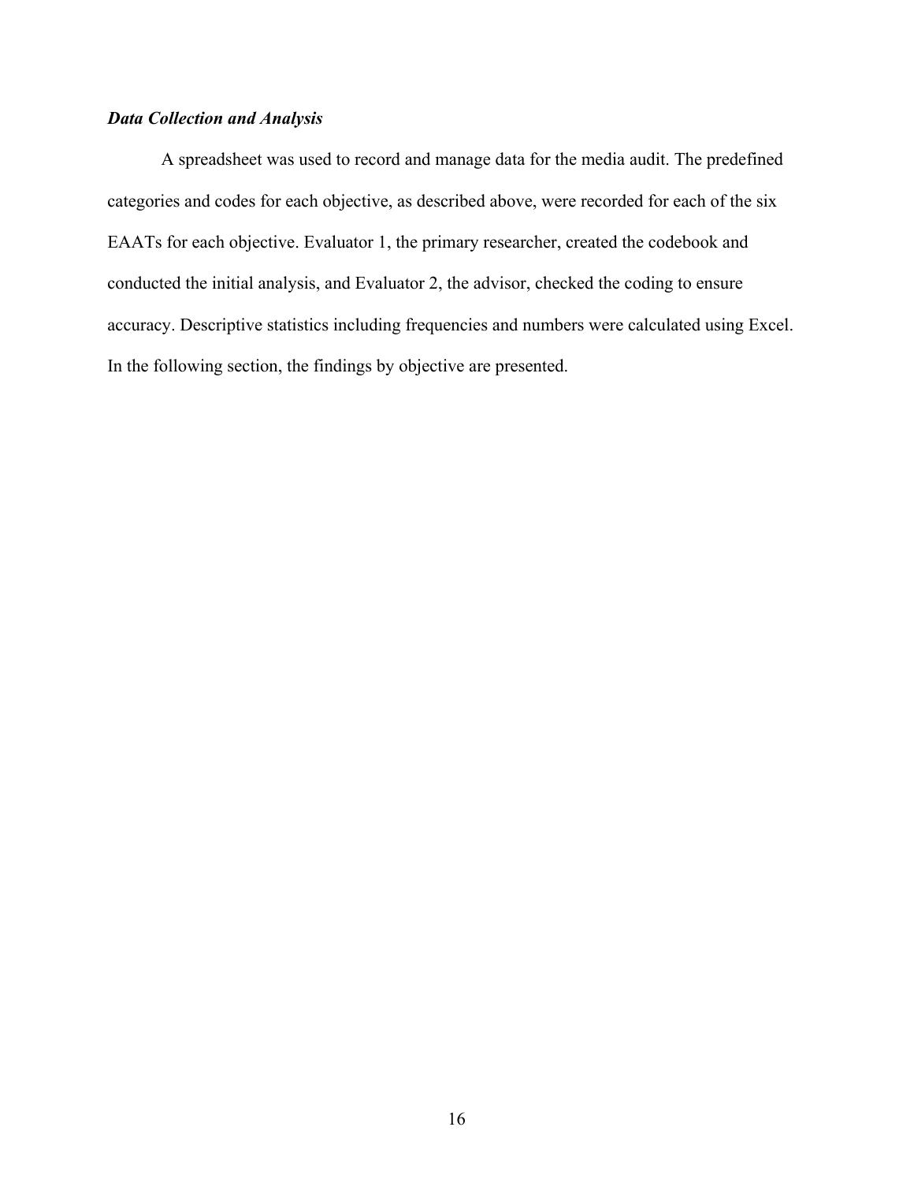***Data Collection and Analysis***

A spreadsheet was used to record and manage data for the media audit. The predefined categories and codes for each objective, as described above, were recorded for each of the six EAATs for each objective. Evaluator 1, the primary researcher, created the codebook and conducted the initial analysis, and Evaluator 2, the advisor, checked the coding to ensure accuracy. Descriptive statistics including frequencies and numbers were calculated using Excel. In the following section, the findings by objective are presented.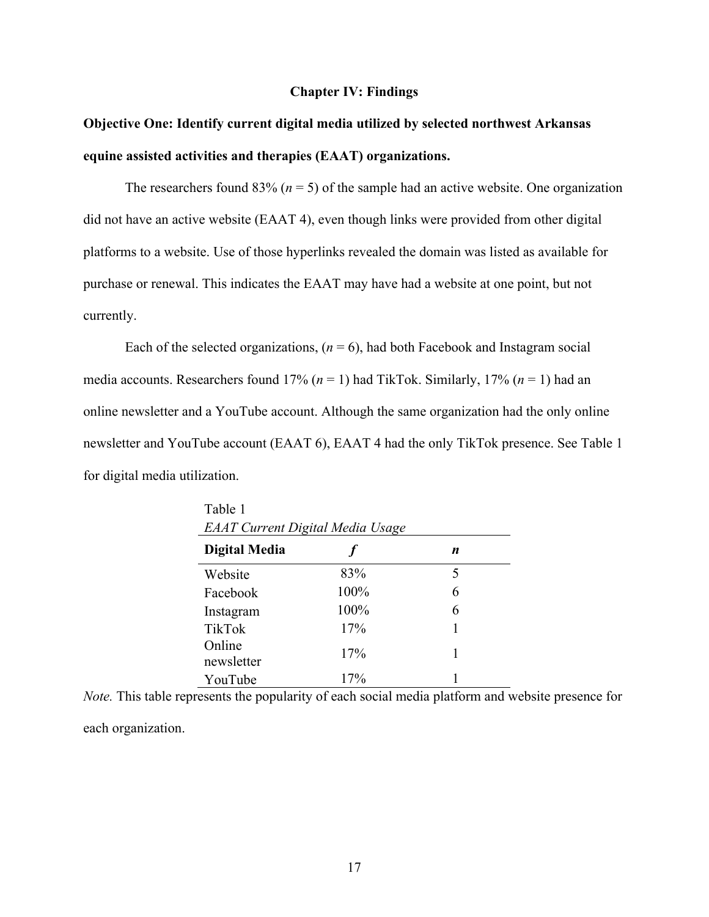# Chapter IV: Findings

## Objective One: Identify current digital media utilized by selected northwest Arkansas equine assisted activities and therapies (EAAT) organizations.

The researchers found 83% ($n = 5$) of the sample had an active website. One organization did not have an active website (EAAT 4), even though links were provided from other digital platforms to a website. Use of those hyperlinks revealed the domain was listed as available for purchase or renewal. This indicates the EAAT may have had a website at one point, but not currently.

Each of the selected organizations, ($n = 6$), had both Facebook and Instagram social media accounts. Researchers found 17% ($n = 1$) had TikTok. Similarly, 17% ($n = 1$) had an online newsletter and a YouTube account. Although the same organization had the only online newsletter and YouTube account (EAAT 6), EAAT 4 had the only TikTok presence. See Table 1 for digital media utilization.

Table 1

*EAAT Current Digital Media Usage*

| **Digital Media** | ***f*** | ***n*** |
|---|---|---|
| Website | 83% | 5 |
| Facebook | 100% | 6 |
| Instagram | 100% | 6 |
| TikTok | 17% | 1 |
| Online newsletter | 17% | 1 |
| YouTube | 17% | 1 |

*Note.* This table represents the popularity of each social media platform and website presence for each organization.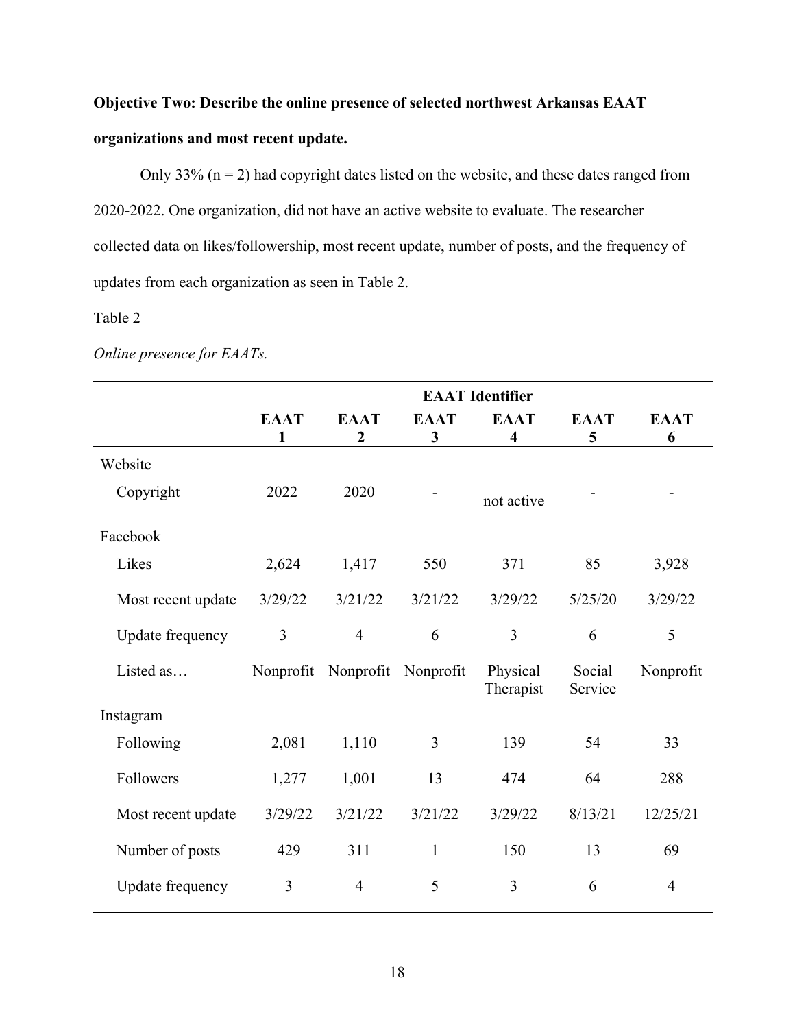**Objective Two: Describe the online presence of selected northwest Arkansas EAAT organizations and most recent update.**

Only 33% (n = 2) had copyright dates listed on the website, and these dates ranged from 2020-2022. One organization, did not have an active website to evaluate. The researcher collected data on likes/followership, most recent update, number of posts, and the frequency of updates from each organization as seen in Table 2.

Table 2

*Online presence for EAATs.*

| | EAAT Identifier | | | | | |
|---|---|---|---|---|---|---|
| | **EAAT 1** | **EAAT 2** | **EAAT 3** | **EAAT 4** | **EAAT 5** | **EAAT 6** |
| Website | | | | | | |
| Copyright | 2022 | 2020 | - | not active | - | - |
| Facebook | | | | | | |
| Likes | 2,624 | 1,417 | 550 | 371 | 85 | 3,928 |
| Most recent update | 3/29/22 | 3/21/22 | 3/21/22 | 3/29/22 | 5/25/20 | 3/29/22 |
| Update frequency | 3 | 4 | 6 | 3 | 6 | 5 |
| Listed as… | Nonprofit | Nonprofit | Nonprofit | Physical Therapist | Social Service | Nonprofit |
| Instagram | | | | | | |
| Following | 2,081 | 1,110 | 3 | 139 | 54 | 33 |
| Followers | 1,277 | 1,001 | 13 | 474 | 64 | 288 |
| Most recent update | 3/29/22 | 3/21/22 | 3/21/22 | 3/29/22 | 8/13/21 | 12/25/21 |
| Number of posts | 429 | 311 | 1 | 150 | 13 | 69 |
| Update frequency | 3 | 4 | 5 | 3 | 6 | 4 |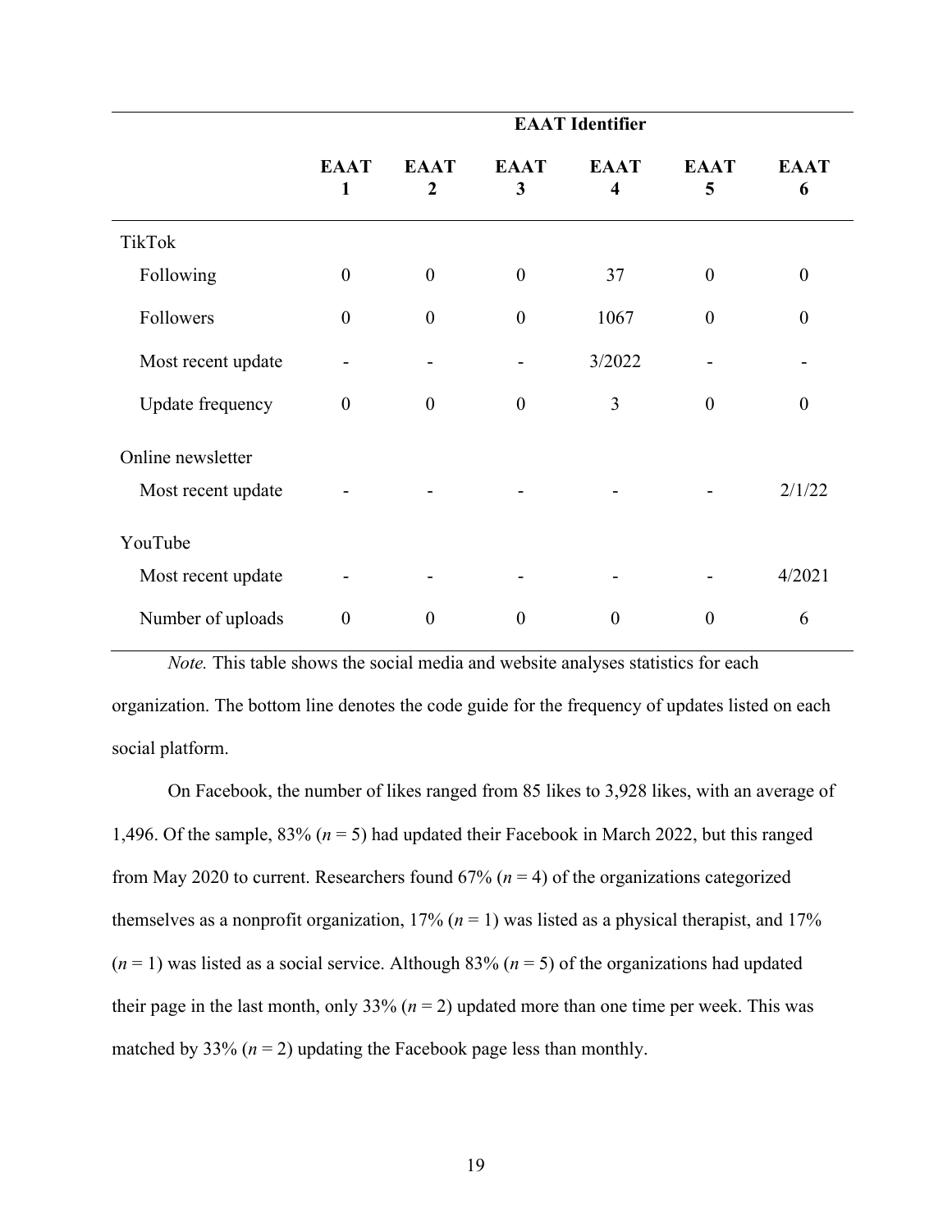| | EAAT Identifier | | | | | |
|---|---|---|---|---|---|---|
| | **EAAT 1** | **EAAT 2** | **EAAT 3** | **EAAT 4** | **EAAT 5** | **EAAT 6** |
| TikTok | | | | | | |
| Following | 0 | 0 | 0 | 37 | 0 | 0 |
| Followers | 0 | 0 | 0 | 1067 | 0 | 0 |
| Most recent update | - | - | - | 3/2022 | - | - |
| Update frequency | 0 | 0 | 0 | 3 | 0 | 0 |
| Online newsletter | | | | | | |
| Most recent update | - | - | - | - | - | 2/1/22 |
| YouTube | | | | | | |
| Most recent update | - | - | - | - | - | 4/2021 |
| Number of uploads | 0 | 0 | 0 | 0 | 0 | 6 |

*Note.* This table shows the social media and website analyses statistics for each organization. The bottom line denotes the code guide for the frequency of updates listed on each social platform.

On Facebook, the number of likes ranged from 85 likes to 3,928 likes, with an average of 1,496. Of the sample, 83% ($n$ = 5) had updated their Facebook in March 2022, but this ranged from May 2020 to current. Researchers found 67% ($n$ = 4) of the organizations categorized themselves as a nonprofit organization, 17% ($n$ = 1) was listed as a physical therapist, and 17% ($n$ = 1) was listed as a social service. Although 83% ($n$ = 5) of the organizations had updated their page in the last month, only 33% ($n$ = 2) updated more than one time per week. This was matched by 33% ($n$ = 2) updating the Facebook page less than monthly.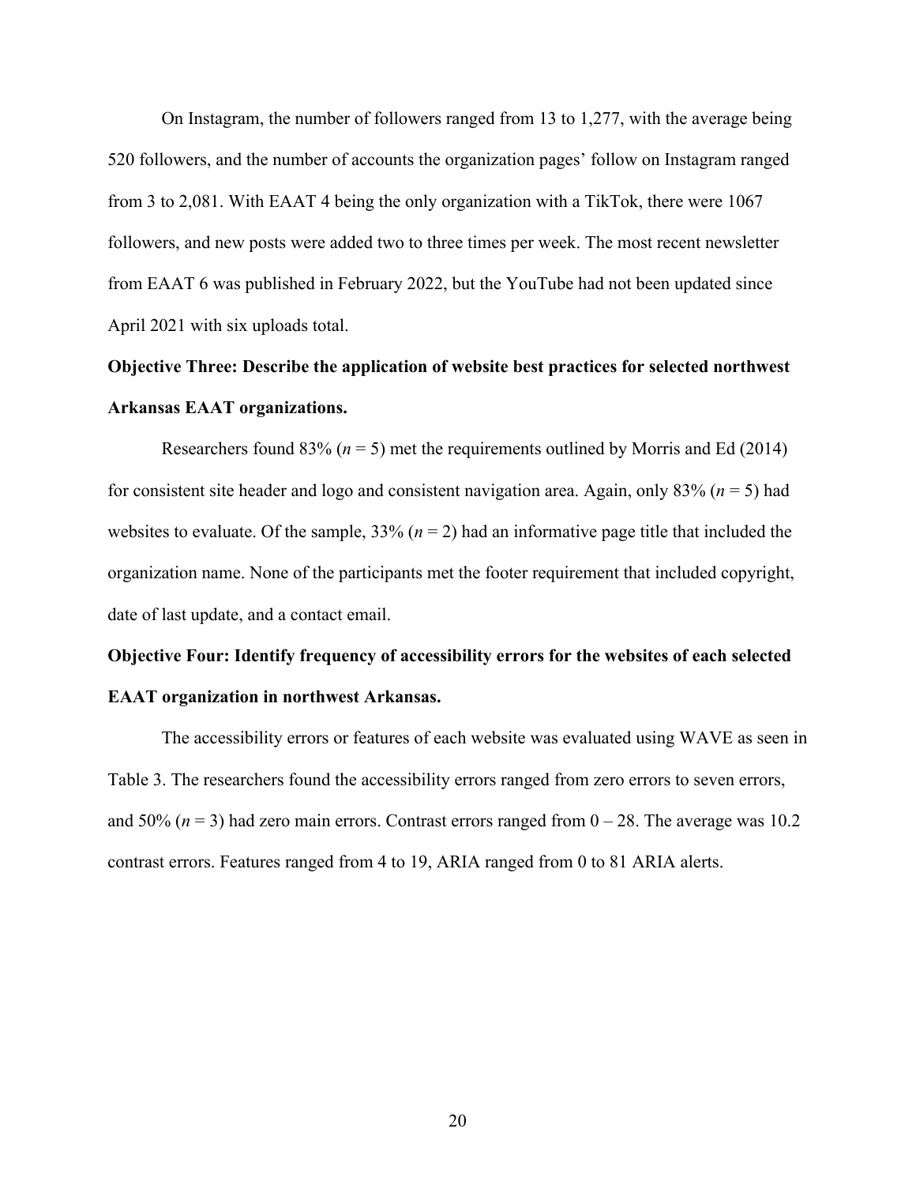On Instagram, the number of followers ranged from 13 to 1,277, with the average being 520 followers, and the number of accounts the organization pages' follow on Instagram ranged from 3 to 2,081. With EAAT 4 being the only organization with a TikTok, there were 1067 followers, and new posts were added two to three times per week. The most recent newsletter from EAAT 6 was published in February 2022, but the YouTube had not been updated since April 2021 with six uploads total.

**Objective Three: Describe the application of website best practices for selected northwest Arkansas EAAT organizations.**

Researchers found 83% ($n = 5$) met the requirements outlined by Morris and Ed (2014) for consistent site header and logo and consistent navigation area. Again, only 83% ($n = 5$) had websites to evaluate. Of the sample, 33% ($n = 2$) had an informative page title that included the organization name. None of the participants met the footer requirement that included copyright, date of last update, and a contact email.

**Objective Four: Identify frequency of accessibility errors for the websites of each selected EAAT organization in northwest Arkansas.**

The accessibility errors or features of each website was evaluated using WAVE as seen in Table 3. The researchers found the accessibility errors ranged from zero errors to seven errors, and 50% ($n = 3$) had zero main errors. Contrast errors ranged from 0 – 28. The average was 10.2 contrast errors. Features ranged from 4 to 19, ARIA ranged from 0 to 81 ARIA alerts.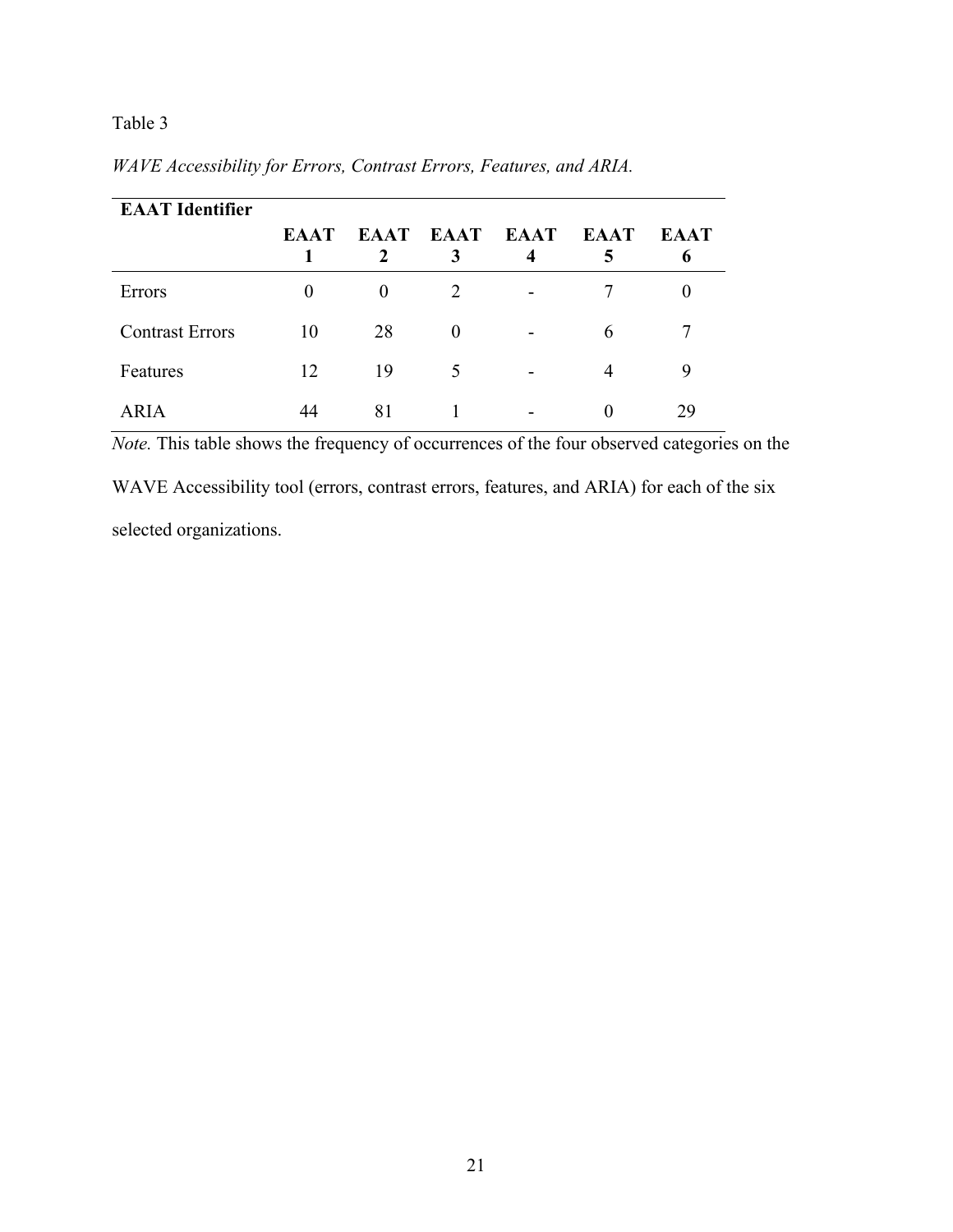Table 3

*WAVE Accessibility for Errors, Contrast Errors, Features, and ARIA.*

| **EAAT Identifier** | **EAAT 1** | **EAAT 2** | **EAAT 3** | **EAAT 4** | **EAAT 5** | **EAAT 6** |
|---|---|---|---|---|---|---|
| Errors | 0 | 0 | 2 | - | 7 | 0 |
| Contrast Errors | 10 | 28 | 0 | - | 6 | 7 |
| Features | 12 | 19 | 5 | - | 4 | 9 |
| ARIA | 44 | 81 | 1 | - | 0 | 29 |

*Note.* This table shows the frequency of occurrences of the four observed categories on the WAVE Accessibility tool (errors, contrast errors, features, and ARIA) for each of the six selected organizations.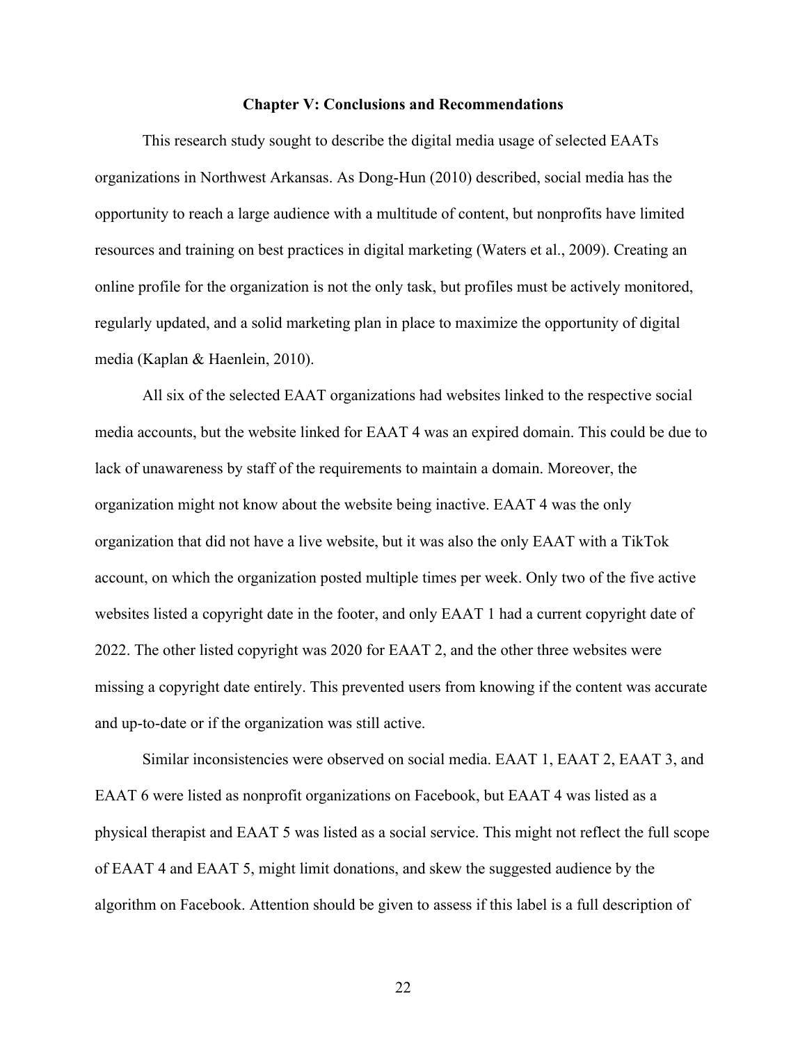## Chapter V: Conclusions and Recommendations

This research study sought to describe the digital media usage of selected EAATs organizations in Northwest Arkansas. As Dong-Hun (2010) described, social media has the opportunity to reach a large audience with a multitude of content, but nonprofits have limited resources and training on best practices in digital marketing (Waters et al., 2009). Creating an online profile for the organization is not the only task, but profiles must be actively monitored, regularly updated, and a solid marketing plan in place to maximize the opportunity of digital media (Kaplan & Haenlein, 2010).

All six of the selected EAAT organizations had websites linked to the respective social media accounts, but the website linked for EAAT 4 was an expired domain. This could be due to lack of unawareness by staff of the requirements to maintain a domain. Moreover, the organization might not know about the website being inactive. EAAT 4 was the only organization that did not have a live website, but it was also the only EAAT with a TikTok account, on which the organization posted multiple times per week. Only two of the five active websites listed a copyright date in the footer, and only EAAT 1 had a current copyright date of 2022. The other listed copyright was 2020 for EAAT 2, and the other three websites were missing a copyright date entirely. This prevented users from knowing if the content was accurate and up-to-date or if the organization was still active.

Similar inconsistencies were observed on social media. EAAT 1, EAAT 2, EAAT 3, and EAAT 6 were listed as nonprofit organizations on Facebook, but EAAT 4 was listed as a physical therapist and EAAT 5 was listed as a social service. This might not reflect the full scope of EAAT 4 and EAAT 5, might limit donations, and skew the suggested audience by the algorithm on Facebook. Attention should be given to assess if this label is a full description of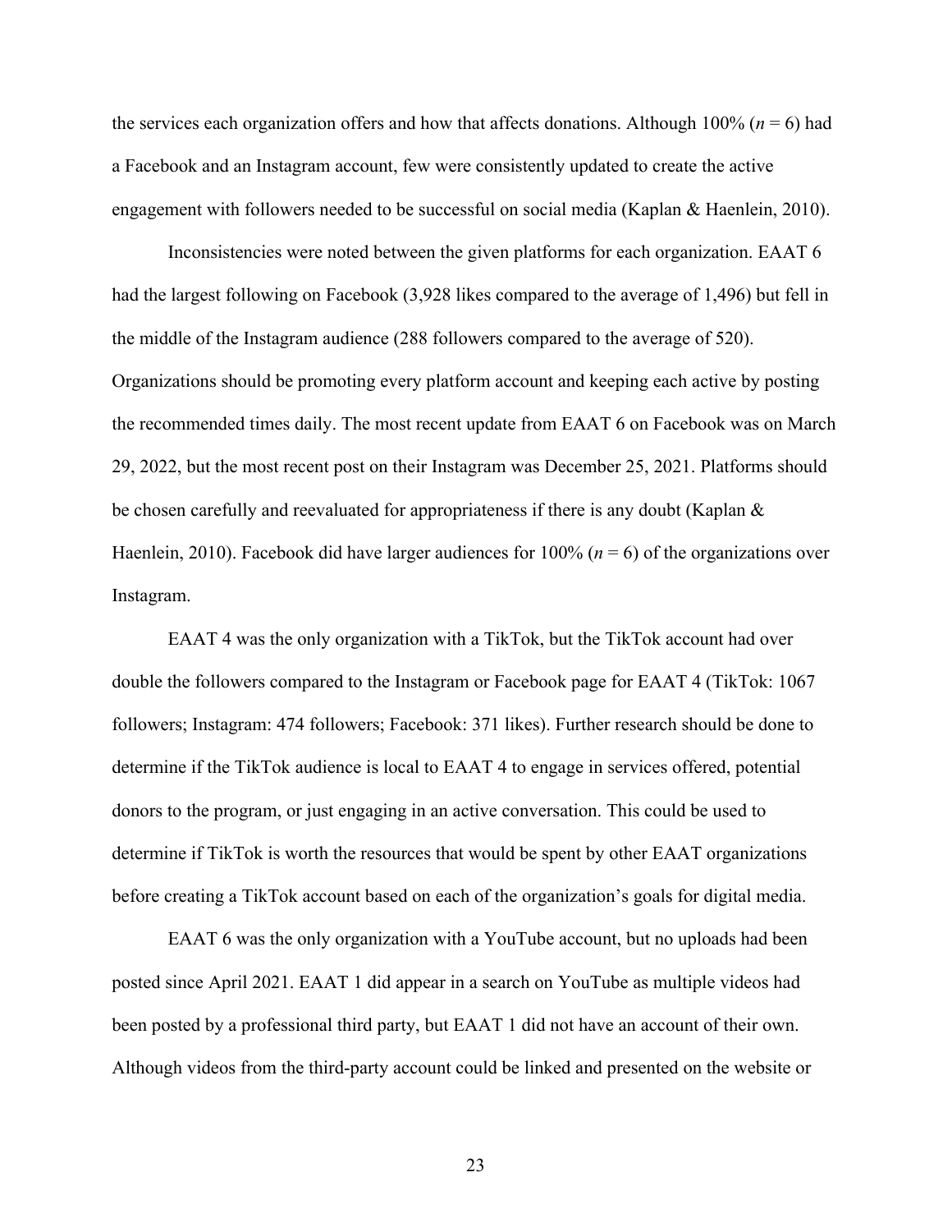the services each organization offers and how that affects donations. Although 100% ($n = 6$) had a Facebook and an Instagram account, few were consistently updated to create the active engagement with followers needed to be successful on social media (Kaplan & Haenlein, 2010).

Inconsistencies were noted between the given platforms for each organization. EAAT 6 had the largest following on Facebook (3,928 likes compared to the average of 1,496) but fell in the middle of the Instagram audience (288 followers compared to the average of 520). Organizations should be promoting every platform account and keeping each active by posting the recommended times daily. The most recent update from EAAT 6 on Facebook was on March 29, 2022, but the most recent post on their Instagram was December 25, 2021. Platforms should be chosen carefully and reevaluated for appropriateness if there is any doubt (Kaplan & Haenlein, 2010). Facebook did have larger audiences for 100% ($n = 6$) of the organizations over Instagram.

EAAT 4 was the only organization with a TikTok, but the TikTok account had over double the followers compared to the Instagram or Facebook page for EAAT 4 (TikTok: 1067 followers; Instagram: 474 followers; Facebook: 371 likes). Further research should be done to determine if the TikTok audience is local to EAAT 4 to engage in services offered, potential donors to the program, or just engaging in an active conversation. This could be used to determine if TikTok is worth the resources that would be spent by other EAAT organizations before creating a TikTok account based on each of the organization's goals for digital media.

EAAT 6 was the only organization with a YouTube account, but no uploads had been posted since April 2021. EAAT 1 did appear in a search on YouTube as multiple videos had been posted by a professional third party, but EAAT 1 did not have an account of their own. Although videos from the third-party account could be linked and presented on the website or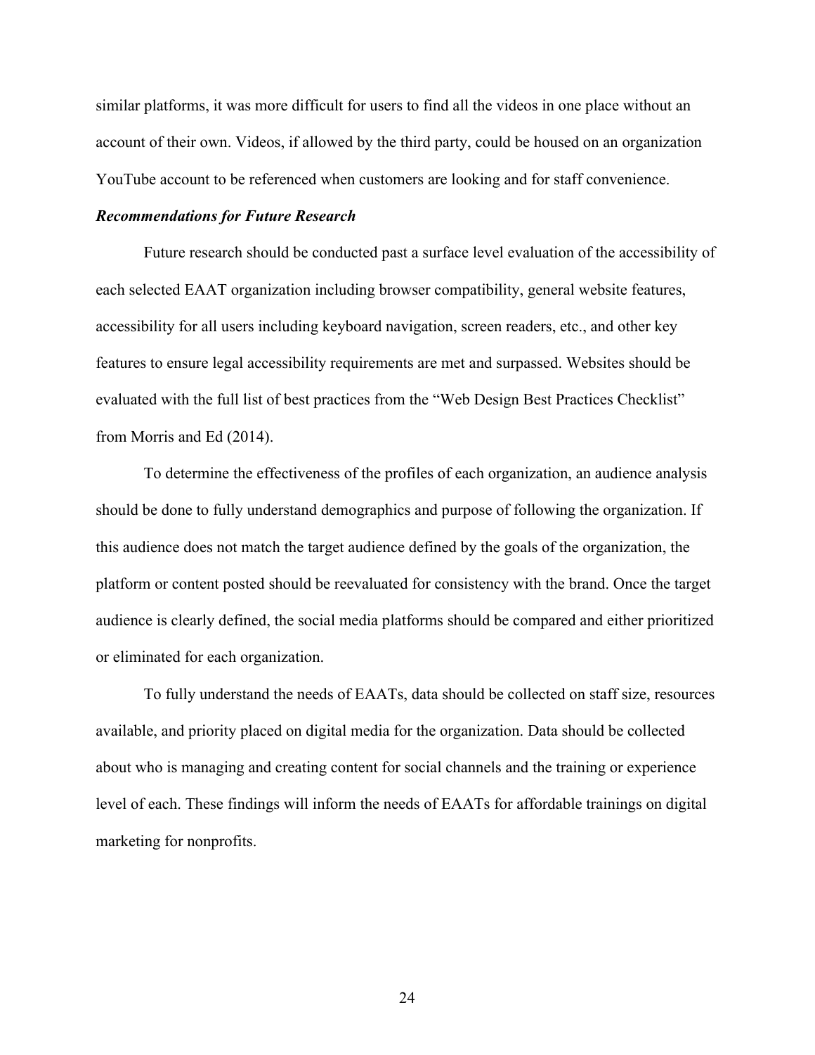similar platforms, it was more difficult for users to find all the videos in one place without an account of their own. Videos, if allowed by the third party, could be housed on an organization YouTube account to be referenced when customers are looking and for staff convenience.

### ***Recommendations for Future Research***

Future research should be conducted past a surface level evaluation of the accessibility of each selected EAAT organization including browser compatibility, general website features, accessibility for all users including keyboard navigation, screen readers, etc., and other key features to ensure legal accessibility requirements are met and surpassed. Websites should be evaluated with the full list of best practices from the "Web Design Best Practices Checklist" from Morris and Ed (2014).

To determine the effectiveness of the profiles of each organization, an audience analysis should be done to fully understand demographics and purpose of following the organization. If this audience does not match the target audience defined by the goals of the organization, the platform or content posted should be reevaluated for consistency with the brand. Once the target audience is clearly defined, the social media platforms should be compared and either prioritized or eliminated for each organization.

To fully understand the needs of EAATs, data should be collected on staff size, resources available, and priority placed on digital media for the organization. Data should be collected about who is managing and creating content for social channels and the training or experience level of each. These findings will inform the needs of EAATs for affordable trainings on digital marketing for nonprofits.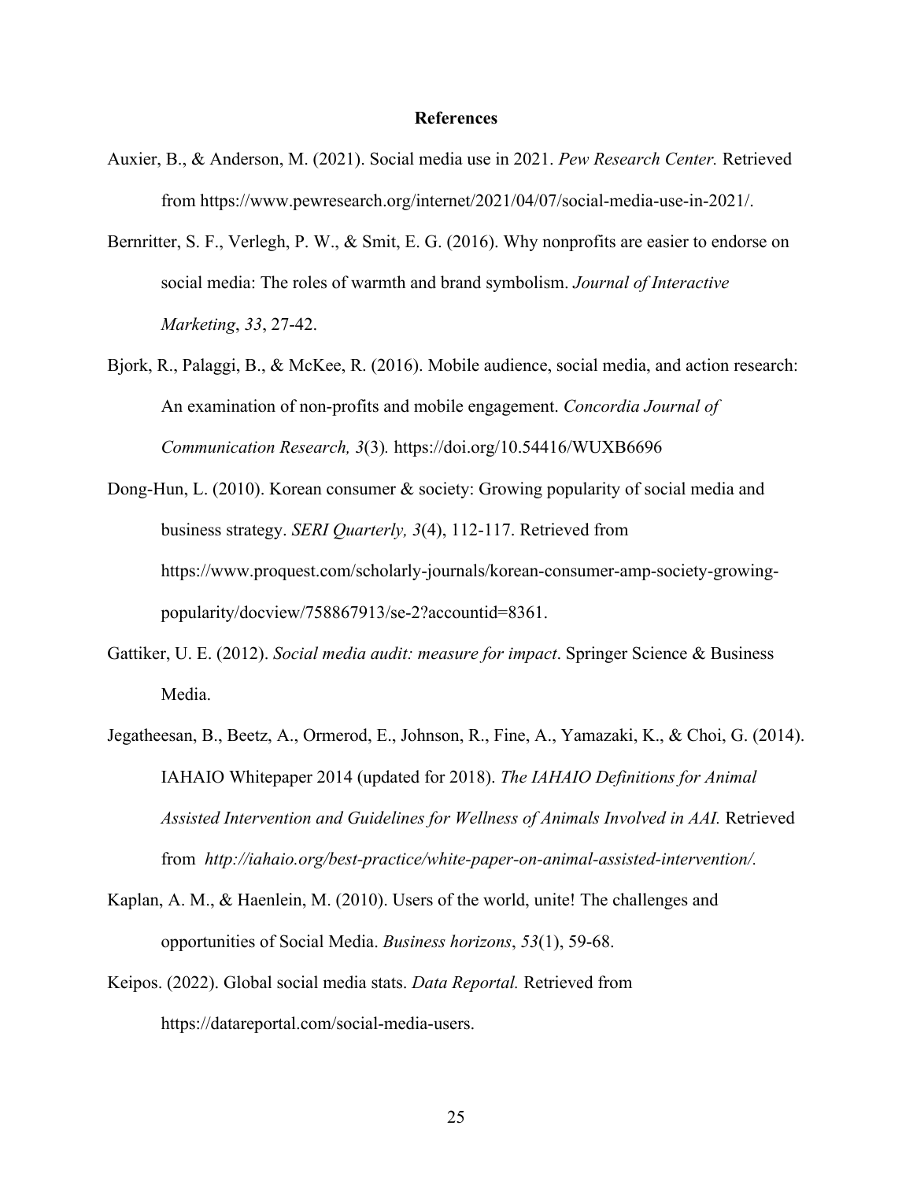# References

Auxier, B., & Anderson, M. (2021). Social media use in 2021. *Pew Research Center.* Retrieved from https://www.pewresearch.org/internet/2021/04/07/social-media-use-in-2021/.

Bernritter, S. F., Verlegh, P. W., & Smit, E. G. (2016). Why nonprofits are easier to endorse on social media: The roles of warmth and brand symbolism. *Journal of Interactive Marketing*, *33*, 27-42.

Bjork, R., Palaggi, B., & McKee, R. (2016). Mobile audience, social media, and action research: An examination of non-profits and mobile engagement. *Concordia Journal of Communication Research, 3*(3)*.* https://doi.org/10.54416/WUXB6696

Dong-Hun, L. (2010). Korean consumer & society: Growing popularity of social media and business strategy. *SERI Quarterly, 3*(4), 112-117. Retrieved from https://www.proquest.com/scholarly-journals/korean-consumer-amp-society-growing-popularity/docview/758867913/se-2?accountid=8361.

Gattiker, U. E. (2012). *Social media audit: measure for impact*. Springer Science & Business Media.

Jegatheesan, B., Beetz, A., Ormerod, E., Johnson, R., Fine, A., Yamazaki, K., & Choi, G. (2014). IAHAIO Whitepaper 2014 (updated for 2018). *The IAHAIO Definitions for Animal Assisted Intervention and Guidelines for Wellness of Animals Involved in AAI.* Retrieved from *http://iahaio.org/best-practice/white-paper-on-animal-assisted-intervention/.*

Kaplan, A. M., & Haenlein, M. (2010). Users of the world, unite! The challenges and opportunities of Social Media. *Business horizons*, *53*(1), 59-68.

Keipos. (2022). Global social media stats. *Data Reportal.* Retrieved from https://datareportal.com/social-media-users.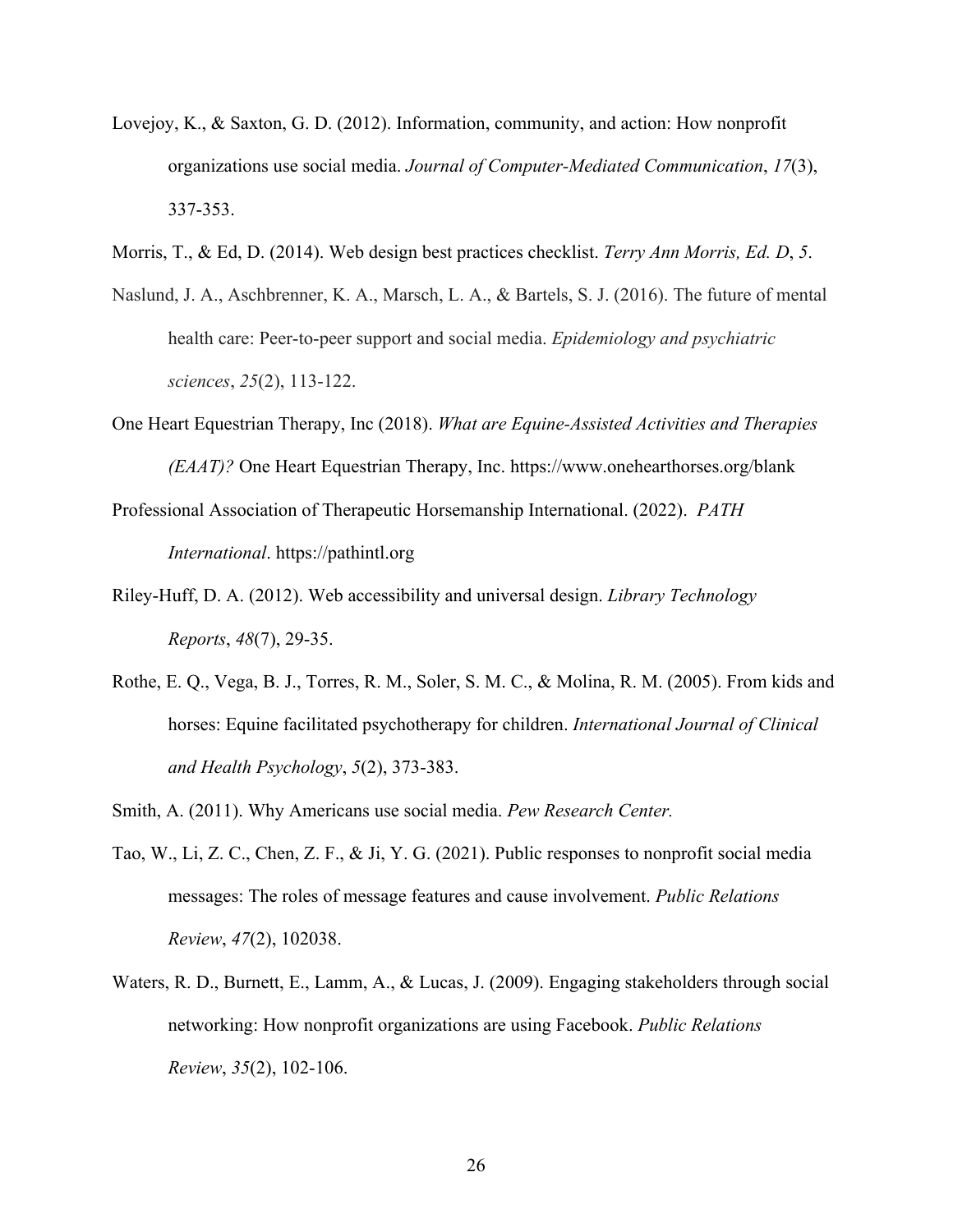Lovejoy, K., & Saxton, G. D. (2012). Information, community, and action: How nonprofit organizations use social media. *Journal of Computer-Mediated Communication*, *17*(3), 337-353.

Morris, T., & Ed, D. (2014). Web design best practices checklist. *Terry Ann Morris, Ed. D*, *5*.

Naslund, J. A., Aschbrenner, K. A., Marsch, L. A., & Bartels, S. J. (2016). The future of mental health care: Peer-to-peer support and social media. *Epidemiology and psychiatric sciences*, *25*(2), 113-122.

One Heart Equestrian Therapy, Inc (2018). *What are Equine-Assisted Activities and Therapies (EAAT)?* One Heart Equestrian Therapy, Inc. https://www.onehearthorses.org/blank

Professional Association of Therapeutic Horsemanship International. (2022). *PATH International*. https://pathintl.org

Riley-Huff, D. A. (2012). Web accessibility and universal design. *Library Technology Reports*, *48*(7), 29-35.

Rothe, E. Q., Vega, B. J., Torres, R. M., Soler, S. M. C., & Molina, R. M. (2005). From kids and horses: Equine facilitated psychotherapy for children. *International Journal of Clinical and Health Psychology*, *5*(2), 373-383.

Smith, A. (2011). Why Americans use social media. *Pew Research Center.*

Tao, W., Li, Z. C., Chen, Z. F., & Ji, Y. G. (2021). Public responses to nonprofit social media messages: The roles of message features and cause involvement. *Public Relations Review*, *47*(2), 102038.

Waters, R. D., Burnett, E., Lamm, A., & Lucas, J. (2009). Engaging stakeholders through social networking: How nonprofit organizations are using Facebook. *Public Relations Review*, *35*(2), 102-106.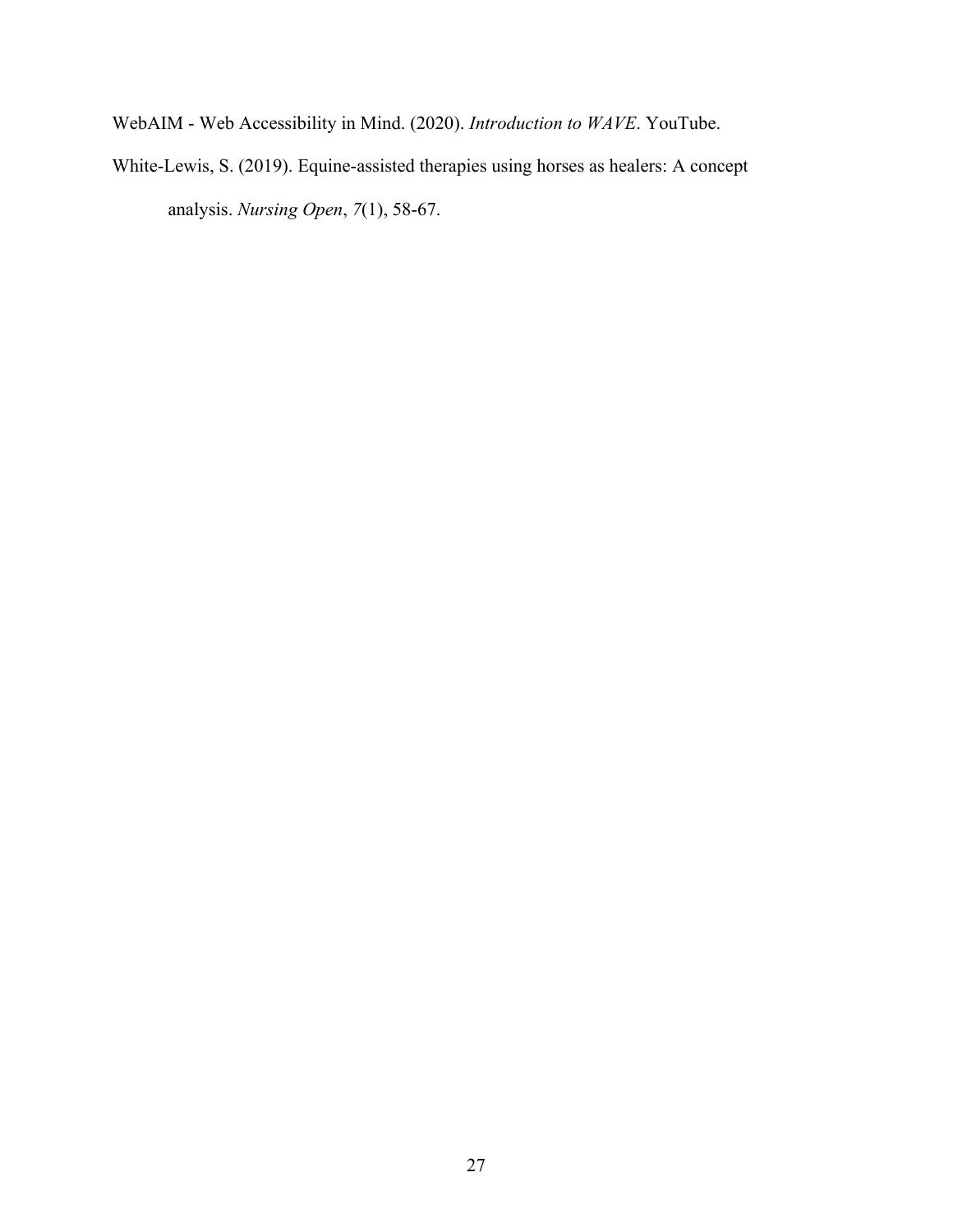WebAIM - Web Accessibility in Mind. (2020). *Introduction to WAVE*. YouTube.

White-Lewis, S. (2019). Equine-assisted therapies using horses as healers: A concept analysis. *Nursing Open*, *7*(1), 58-67.